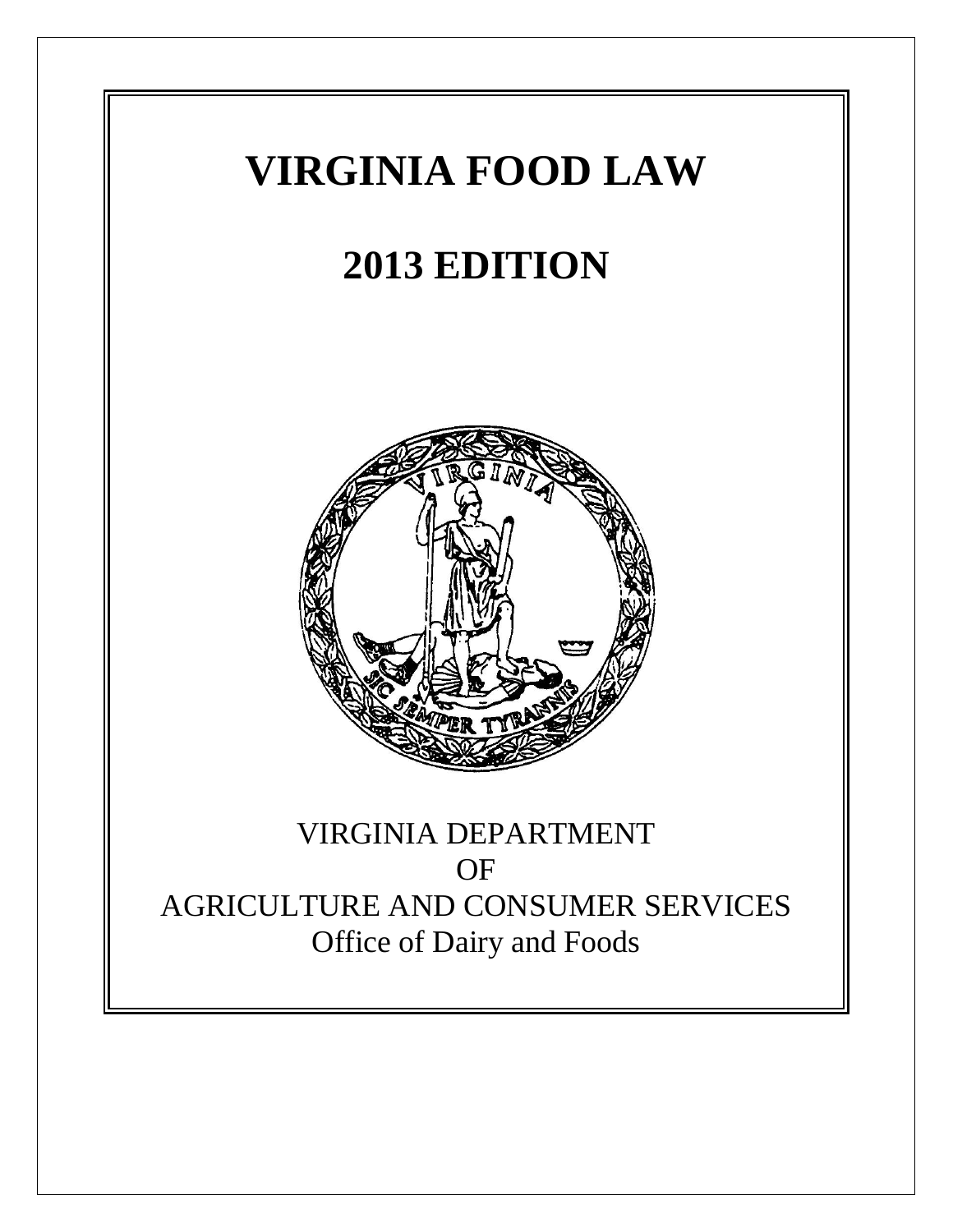# VIRGINIA FOOD LAW

# 2013 EDITION

VIRGINIA DEPARTMENT
OF
AGRICULTURE AND CONSUMER SERVICES
Office of Dairy and Foods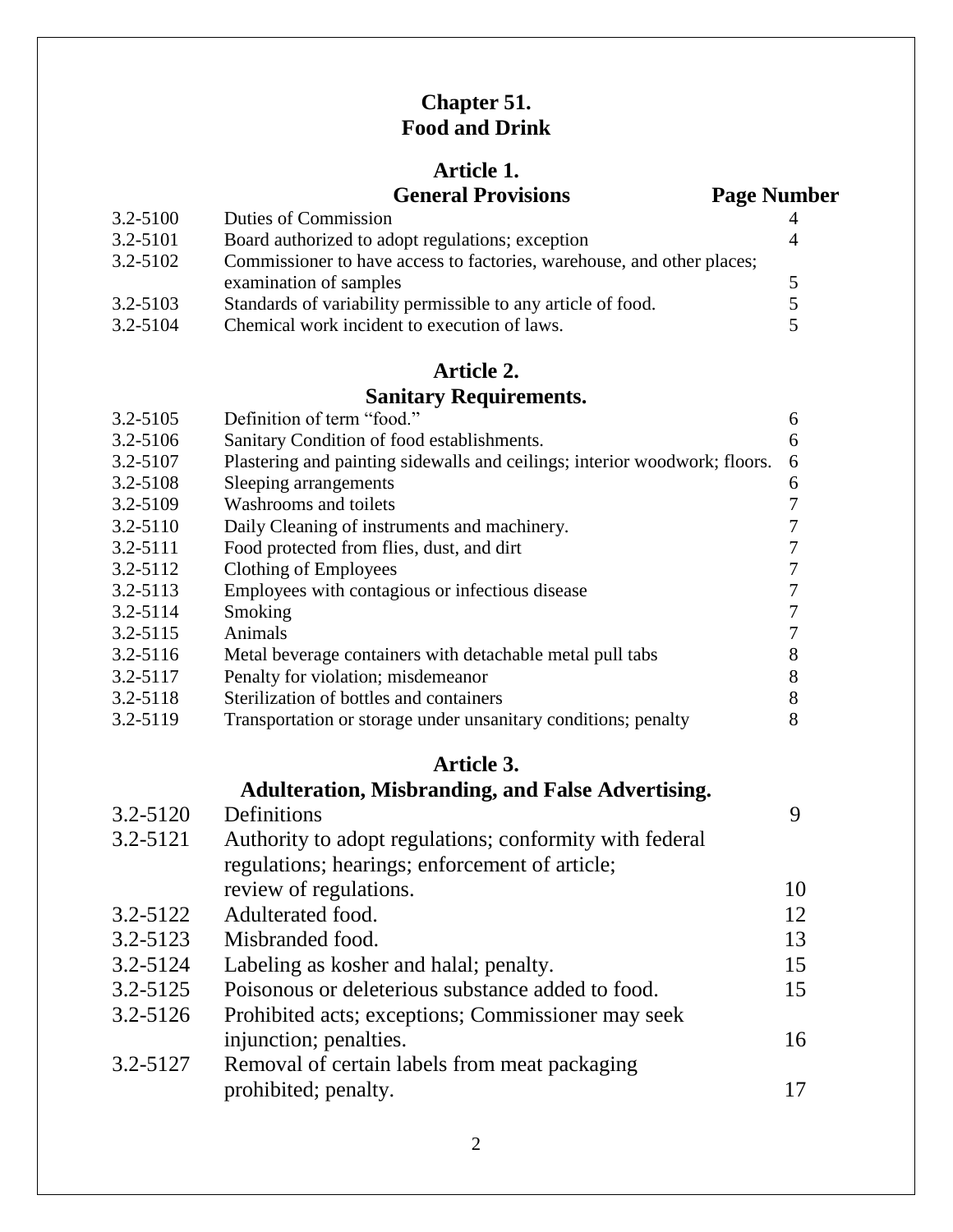# Chapter 51.
# Food and Drink

## Article 1.
## General Provisions

| | | Page Number |
|---|---|---|
| 3.2-5100 | Duties of Commission | 4 |
| 3.2-5101 | Board authorized to adopt regulations; exception | 4 |
| 3.2-5102 | Commissioner to have access to factories, warehouse, and other places; examination of samples | 5 |
| 3.2-5103 | Standards of variability permissible to any article of food. | 5 |
| 3.2-5104 | Chemical work incident to execution of laws. | 5 |

## Article 2.
## Sanitary Requirements.

| | | |
|---|---|---|
| 3.2-5105 | Definition of term "food." | 6 |
| 3.2-5106 | Sanitary Condition of food establishments. | 6 |
| 3.2-5107 | Plastering and painting sidewalls and ceilings; interior woodwork; floors. | 6 |
| 3.2-5108 | Sleeping arrangements | 6 |
| 3.2-5109 | Washrooms and toilets | 7 |
| 3.2-5110 | Daily Cleaning of instruments and machinery. | 7 |
| 3.2-5111 | Food protected from flies, dust, and dirt | 7 |
| 3.2-5112 | Clothing of Employees | 7 |
| 3.2-5113 | Employees with contagious or infectious disease | 7 |
| 3.2-5114 | Smoking | 7 |
| 3.2-5115 | Animals | 7 |
| 3.2-5116 | Metal beverage containers with detachable metal pull tabs | 8 |
| 3.2-5117 | Penalty for violation; misdemeanor | 8 |
| 3.2-5118 | Sterilization of bottles and containers | 8 |
| 3.2-5119 | Transportation or storage under unsanitary conditions; penalty | 8 |

## Article 3.
## Adulteration, Misbranding, and False Advertising.

| | | |
|---|---|---|
| 3.2-5120 | Definitions | 9 |
| 3.2-5121 | Authority to adopt regulations; conformity with federal regulations; hearings; enforcement of article; review of regulations. | 10 |
| 3.2-5122 | Adulterated food. | 12 |
| 3.2-5123 | Misbranded food. | 13 |
| 3.2-5124 | Labeling as kosher and halal; penalty. | 15 |
| 3.2-5125 | Poisonous or deleterious substance added to food. | 15 |
| 3.2-5126 | Prohibited acts; exceptions; Commissioner may seek injunction; penalties. | 16 |
| 3.2-5127 | Removal of certain labels from meat packaging prohibited; penalty. | 17 |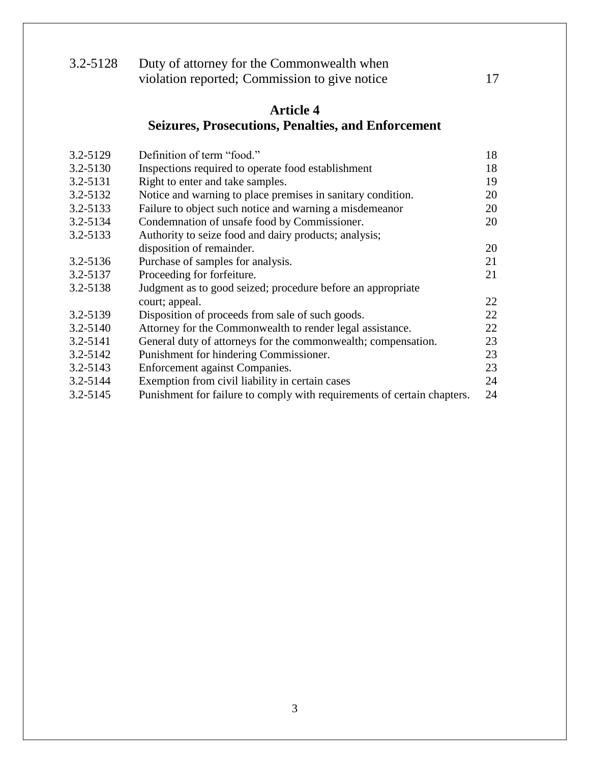| | | |
|---|---|---|
| 3.2-5128 | Duty of attorney for the Commonwealth when violation reported; Commission to give notice | 17 |

## Article 4
## Seizures, Prosecutions, Penalties, and Enforcement

| | | |
|---|---|---|
| 3.2-5129 | Definition of term "food." | 18 |
| 3.2-5130 | Inspections required to operate food establishment | 18 |
| 3.2-5131 | Right to enter and take samples. | 19 |
| 3.2-5132 | Notice and warning to place premises in sanitary condition. | 20 |
| 3.2-5133 | Failure to object such notice and warning a misdemeanor | 20 |
| 3.2-5134 | Condemnation of unsafe food by Commissioner. | 20 |
| 3.2-5133 | Authority to seize food and dairy products; analysis; disposition of remainder. | 20 |
| 3.2-5136 | Purchase of samples for analysis. | 21 |
| 3.2-5137 | Proceeding for forfeiture. | 21 |
| 3.2-5138 | Judgment as to good seized; procedure before an appropriate court; appeal. | 22 |
| 3.2-5139 | Disposition of proceeds from sale of such goods. | 22 |
| 3.2-5140 | Attorney for the Commonwealth to render legal assistance. | 22 |
| 3.2-5141 | General duty of attorneys for the commonwealth; compensation. | 23 |
| 3.2-5142 | Punishment for hindering Commissioner. | 23 |
| 3.2-5143 | Enforcement against Companies. | 23 |
| 3.2-5144 | Exemption from civil liability in certain cases | 24 |
| 3.2-5145 | Punishment for failure to comply with requirements of certain chapters. | 24 |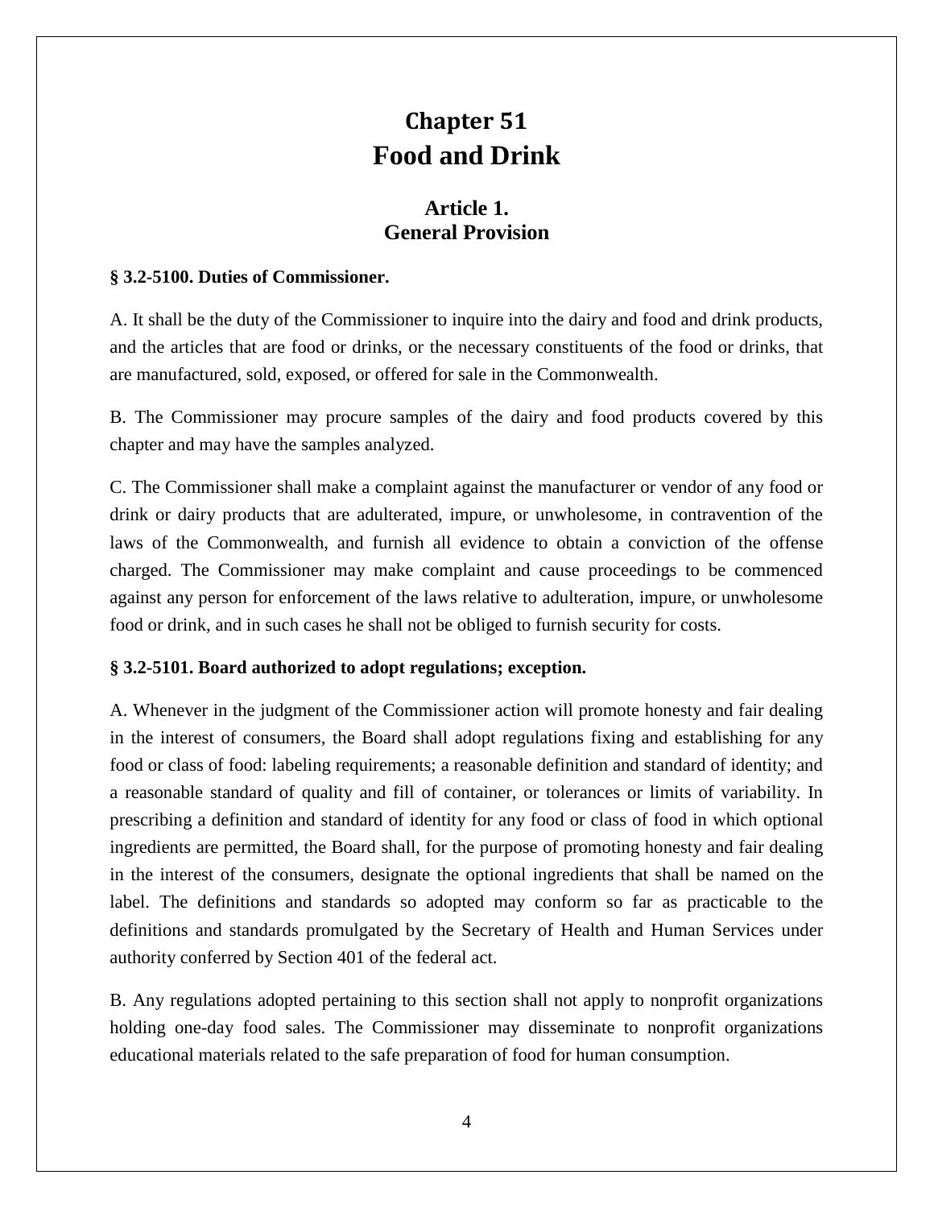# Chapter 51
# Food and Drink

## Article 1.
## General Provision

### § 3.2-5100. Duties of Commissioner.

A. It shall be the duty of the Commissioner to inquire into the dairy and food and drink products, and the articles that are food or drinks, or the necessary constituents of the food or drinks, that are manufactured, sold, exposed, or offered for sale in the Commonwealth.

B. The Commissioner may procure samples of the dairy and food products covered by this chapter and may have the samples analyzed.

C. The Commissioner shall make a complaint against the manufacturer or vendor of any food or drink or dairy products that are adulterated, impure, or unwholesome, in contravention of the laws of the Commonwealth, and furnish all evidence to obtain a conviction of the offense charged. The Commissioner may make complaint and cause proceedings to be commenced against any person for enforcement of the laws relative to adulteration, impure, or unwholesome food or drink, and in such cases he shall not be obliged to furnish security for costs.

### § 3.2-5101. Board authorized to adopt regulations; exception.

A. Whenever in the judgment of the Commissioner action will promote honesty and fair dealing in the interest of consumers, the Board shall adopt regulations fixing and establishing for any food or class of food: labeling requirements; a reasonable definition and standard of identity; and a reasonable standard of quality and fill of container, or tolerances or limits of variability. In prescribing a definition and standard of identity for any food or class of food in which optional ingredients are permitted, the Board shall, for the purpose of promoting honesty and fair dealing in the interest of the consumers, designate the optional ingredients that shall be named on the label. The definitions and standards so adopted may conform so far as practicable to the definitions and standards promulgated by the Secretary of Health and Human Services under authority conferred by Section 401 of the federal act.

B. Any regulations adopted pertaining to this section shall not apply to nonprofit organizations holding one-day food sales. The Commissioner may disseminate to nonprofit organizations educational materials related to the safe preparation of food for human consumption.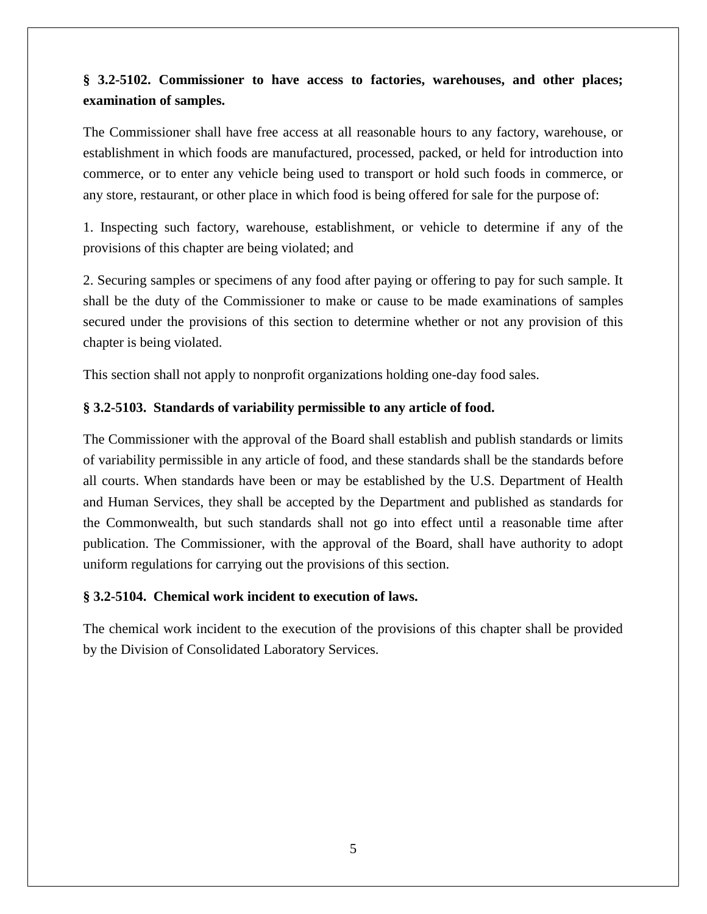**§ 3.2-5102. Commissioner to have access to factories, warehouses, and other places; examination of samples.**

The Commissioner shall have free access at all reasonable hours to any factory, warehouse, or establishment in which foods are manufactured, processed, packed, or held for introduction into commerce, or to enter any vehicle being used to transport or hold such foods in commerce, or any store, restaurant, or other place in which food is being offered for sale for the purpose of:

1. Inspecting such factory, warehouse, establishment, or vehicle to determine if any of the provisions of this chapter are being violated; and

2. Securing samples or specimens of any food after paying or offering to pay for such sample. It shall be the duty of the Commissioner to make or cause to be made examinations of samples secured under the provisions of this section to determine whether or not any provision of this chapter is being violated.

This section shall not apply to nonprofit organizations holding one-day food sales.

**§ 3.2-5103. Standards of variability permissible to any article of food.**

The Commissioner with the approval of the Board shall establish and publish standards or limits of variability permissible in any article of food, and these standards shall be the standards before all courts. When standards have been or may be established by the U.S. Department of Health and Human Services, they shall be accepted by the Department and published as standards for the Commonwealth, but such standards shall not go into effect until a reasonable time after publication. The Commissioner, with the approval of the Board, shall have authority to adopt uniform regulations for carrying out the provisions of this section.

**§ 3.2-5104. Chemical work incident to execution of laws.**

The chemical work incident to the execution of the provisions of this chapter shall be provided by the Division of Consolidated Laboratory Services.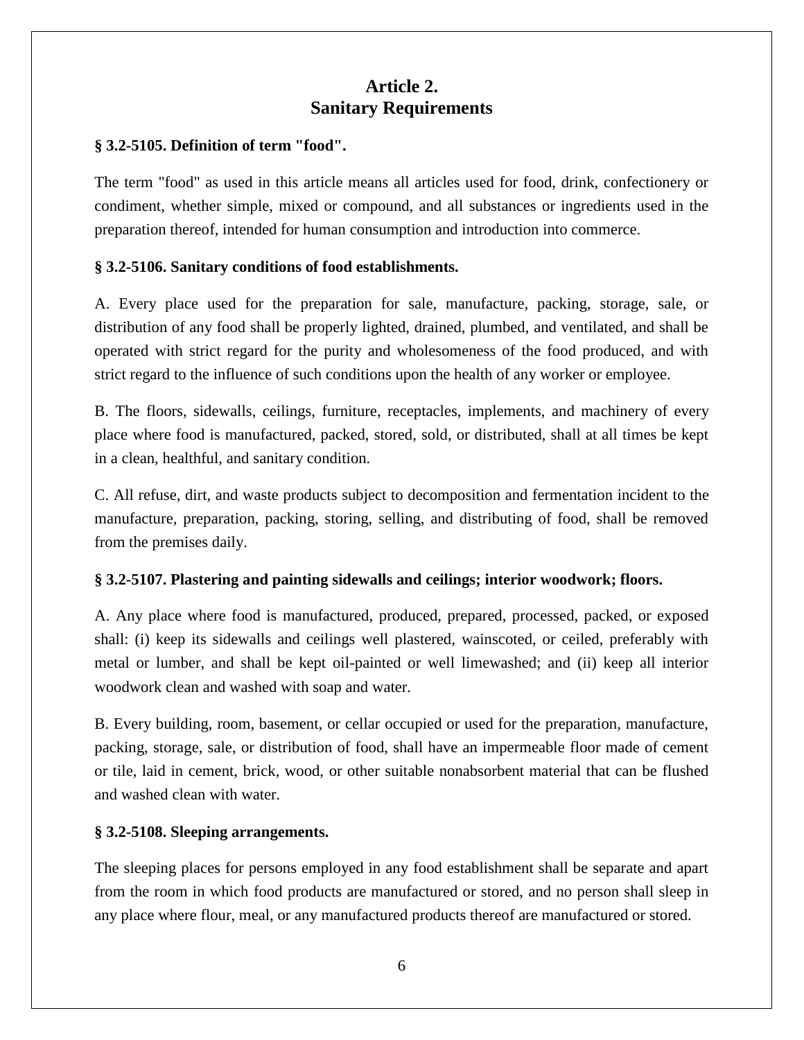# Article 2.
# Sanitary Requirements

**§ 3.2-5105. Definition of term "food".**

The term "food" as used in this article means all articles used for food, drink, confectionery or condiment, whether simple, mixed or compound, and all substances or ingredients used in the preparation thereof, intended for human consumption and introduction into commerce.

**§ 3.2-5106. Sanitary conditions of food establishments.**

A. Every place used for the preparation for sale, manufacture, packing, storage, sale, or distribution of any food shall be properly lighted, drained, plumbed, and ventilated, and shall be operated with strict regard for the purity and wholesomeness of the food produced, and with strict regard to the influence of such conditions upon the health of any worker or employee.

B. The floors, sidewalls, ceilings, furniture, receptacles, implements, and machinery of every place where food is manufactured, packed, stored, sold, or distributed, shall at all times be kept in a clean, healthful, and sanitary condition.

C. All refuse, dirt, and waste products subject to decomposition and fermentation incident to the manufacture, preparation, packing, storing, selling, and distributing of food, shall be removed from the premises daily.

**§ 3.2-5107. Plastering and painting sidewalls and ceilings; interior woodwork; floors.**

A. Any place where food is manufactured, produced, prepared, processed, packed, or exposed shall: (i) keep its sidewalls and ceilings well plastered, wainscoted, or ceiled, preferably with metal or lumber, and shall be kept oil-painted or well limewashed; and (ii) keep all interior woodwork clean and washed with soap and water.

B. Every building, room, basement, or cellar occupied or used for the preparation, manufacture, packing, storage, sale, or distribution of food, shall have an impermeable floor made of cement or tile, laid in cement, brick, wood, or other suitable nonabsorbent material that can be flushed and washed clean with water.

**§ 3.2-5108. Sleeping arrangements.**

The sleeping places for persons employed in any food establishment shall be separate and apart from the room in which food products are manufactured or stored, and no person shall sleep in any place where flour, meal, or any manufactured products thereof are manufactured or stored.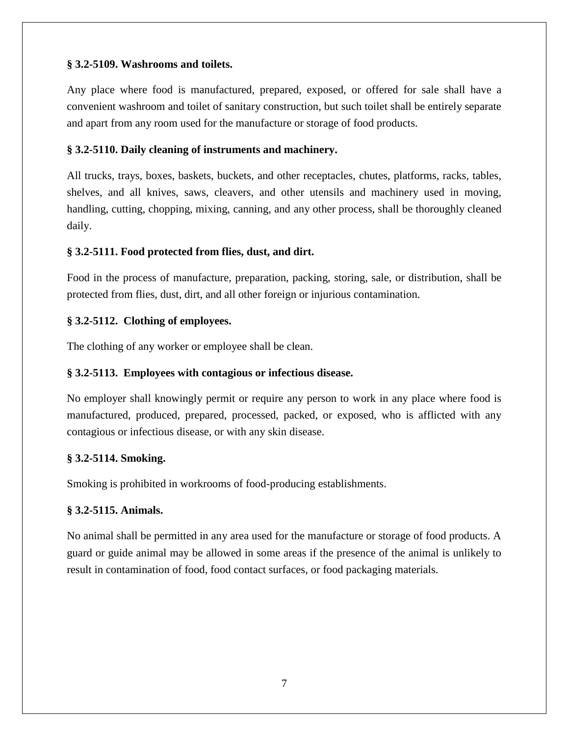**§ 3.2-5109. Washrooms and toilets.**

Any place where food is manufactured, prepared, exposed, or offered for sale shall have a convenient washroom and toilet of sanitary construction, but such toilet shall be entirely separate and apart from any room used for the manufacture or storage of food products.

**§ 3.2-5110. Daily cleaning of instruments and machinery.**

All trucks, trays, boxes, baskets, buckets, and other receptacles, chutes, platforms, racks, tables, shelves, and all knives, saws, cleavers, and other utensils and machinery used in moving, handling, cutting, chopping, mixing, canning, and any other process, shall be thoroughly cleaned daily.

**§ 3.2-5111. Food protected from flies, dust, and dirt.**

Food in the process of manufacture, preparation, packing, storing, sale, or distribution, shall be protected from flies, dust, dirt, and all other foreign or injurious contamination.

**§ 3.2-5112. Clothing of employees.**

The clothing of any worker or employee shall be clean.

**§ 3.2-5113. Employees with contagious or infectious disease.**

No employer shall knowingly permit or require any person to work in any place where food is manufactured, produced, prepared, processed, packed, or exposed, who is afflicted with any contagious or infectious disease, or with any skin disease.

**§ 3.2-5114. Smoking.**

Smoking is prohibited in workrooms of food-producing establishments.

**§ 3.2-5115. Animals.**

No animal shall be permitted in any area used for the manufacture or storage of food products. A guard or guide animal may be allowed in some areas if the presence of the animal is unlikely to result in contamination of food, food contact surfaces, or food packaging materials.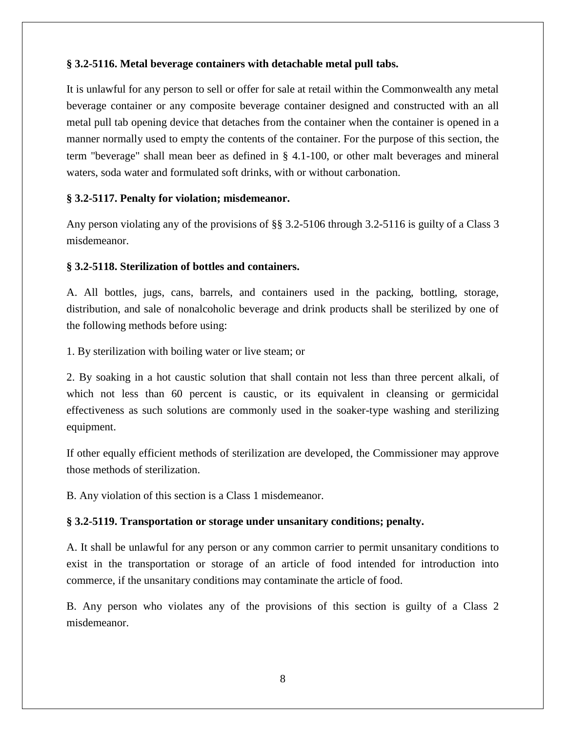**§ 3.2-5116. Metal beverage containers with detachable metal pull tabs.**

It is unlawful for any person to sell or offer for sale at retail within the Commonwealth any metal beverage container or any composite beverage container designed and constructed with an all metal pull tab opening device that detaches from the container when the container is opened in a manner normally used to empty the contents of the container. For the purpose of this section, the term "beverage" shall mean beer as defined in § 4.1-100, or other malt beverages and mineral waters, soda water and formulated soft drinks, with or without carbonation.

**§ 3.2-5117. Penalty for violation; misdemeanor.**

Any person violating any of the provisions of §§ 3.2-5106 through 3.2-5116 is guilty of a Class 3 misdemeanor.

**§ 3.2-5118. Sterilization of bottles and containers.**

A. All bottles, jugs, cans, barrels, and containers used in the packing, bottling, storage, distribution, and sale of nonalcoholic beverage and drink products shall be sterilized by one of the following methods before using:

1. By sterilization with boiling water or live steam; or

2. By soaking in a hot caustic solution that shall contain not less than three percent alkali, of which not less than 60 percent is caustic, or its equivalent in cleansing or germicidal effectiveness as such solutions are commonly used in the soaker-type washing and sterilizing equipment.

If other equally efficient methods of sterilization are developed, the Commissioner may approve those methods of sterilization.

B. Any violation of this section is a Class 1 misdemeanor.

**§ 3.2-5119. Transportation or storage under unsanitary conditions; penalty.**

A. It shall be unlawful for any person or any common carrier to permit unsanitary conditions to exist in the transportation or storage of an article of food intended for introduction into commerce, if the unsanitary conditions may contaminate the article of food.

B. Any person who violates any of the provisions of this section is guilty of a Class 2 misdemeanor.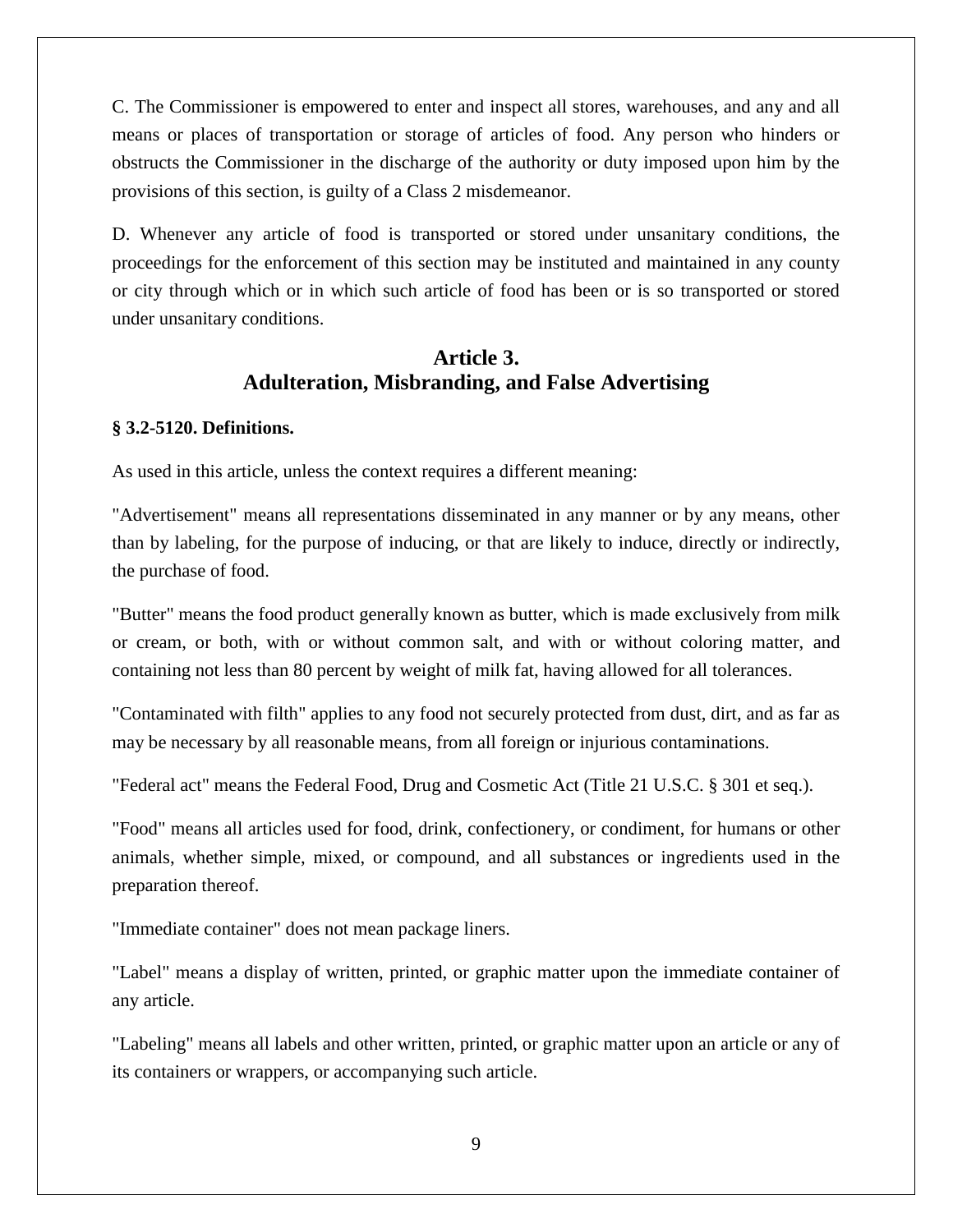C. The Commissioner is empowered to enter and inspect all stores, warehouses, and any and all means or places of transportation or storage of articles of food. Any person who hinders or obstructs the Commissioner in the discharge of the authority or duty imposed upon him by the provisions of this section, is guilty of a Class 2 misdemeanor.

D. Whenever any article of food is transported or stored under unsanitary conditions, the proceedings for the enforcement of this section may be instituted and maintained in any county or city through which or in which such article of food has been or is so transported or stored under unsanitary conditions.

## Article 3.
## Adulteration, Misbranding, and False Advertising

**§ 3.2-5120. Definitions.**

As used in this article, unless the context requires a different meaning:

"Advertisement" means all representations disseminated in any manner or by any means, other than by labeling, for the purpose of inducing, or that are likely to induce, directly or indirectly, the purchase of food.

"Butter" means the food product generally known as butter, which is made exclusively from milk or cream, or both, with or without common salt, and with or without coloring matter, and containing not less than 80 percent by weight of milk fat, having allowed for all tolerances.

"Contaminated with filth" applies to any food not securely protected from dust, dirt, and as far as may be necessary by all reasonable means, from all foreign or injurious contaminations.

"Federal act" means the Federal Food, Drug and Cosmetic Act (Title 21 U.S.C. § 301 et seq.).

"Food" means all articles used for food, drink, confectionery, or condiment, for humans or other animals, whether simple, mixed, or compound, and all substances or ingredients used in the preparation thereof.

"Immediate container" does not mean package liners.

"Label" means a display of written, printed, or graphic matter upon the immediate container of any article.

"Labeling" means all labels and other written, printed, or graphic matter upon an article or any of its containers or wrappers, or accompanying such article.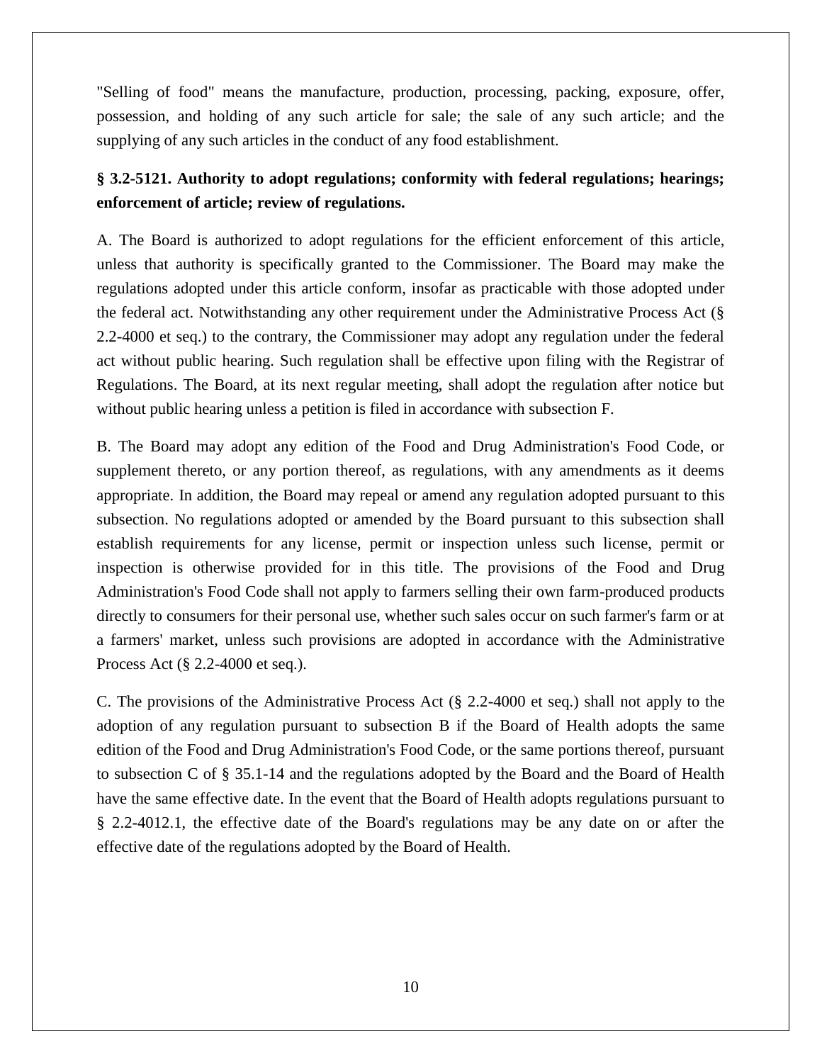"Selling of food" means the manufacture, production, processing, packing, exposure, offer, possession, and holding of any such article for sale; the sale of any such article; and the supplying of any such articles in the conduct of any food establishment.

**§ 3.2-5121. Authority to adopt regulations; conformity with federal regulations; hearings; enforcement of article; review of regulations.**

A. The Board is authorized to adopt regulations for the efficient enforcement of this article, unless that authority is specifically granted to the Commissioner. The Board may make the regulations adopted under this article conform, insofar as practicable with those adopted under the federal act. Notwithstanding any other requirement under the Administrative Process Act (§ 2.2-4000 et seq.) to the contrary, the Commissioner may adopt any regulation under the federal act without public hearing. Such regulation shall be effective upon filing with the Registrar of Regulations. The Board, at its next regular meeting, shall adopt the regulation after notice but without public hearing unless a petition is filed in accordance with subsection F.

B. The Board may adopt any edition of the Food and Drug Administration's Food Code, or supplement thereto, or any portion thereof, as regulations, with any amendments as it deems appropriate. In addition, the Board may repeal or amend any regulation adopted pursuant to this subsection. No regulations adopted or amended by the Board pursuant to this subsection shall establish requirements for any license, permit or inspection unless such license, permit or inspection is otherwise provided for in this title. The provisions of the Food and Drug Administration's Food Code shall not apply to farmers selling their own farm-produced products directly to consumers for their personal use, whether such sales occur on such farmer's farm or at a farmers' market, unless such provisions are adopted in accordance with the Administrative Process Act (§ 2.2-4000 et seq.).

C. The provisions of the Administrative Process Act (§ 2.2-4000 et seq.) shall not apply to the adoption of any regulation pursuant to subsection B if the Board of Health adopts the same edition of the Food and Drug Administration's Food Code, or the same portions thereof, pursuant to subsection C of § 35.1-14 and the regulations adopted by the Board and the Board of Health have the same effective date. In the event that the Board of Health adopts regulations pursuant to § 2.2-4012.1, the effective date of the Board's regulations may be any date on or after the effective date of the regulations adopted by the Board of Health.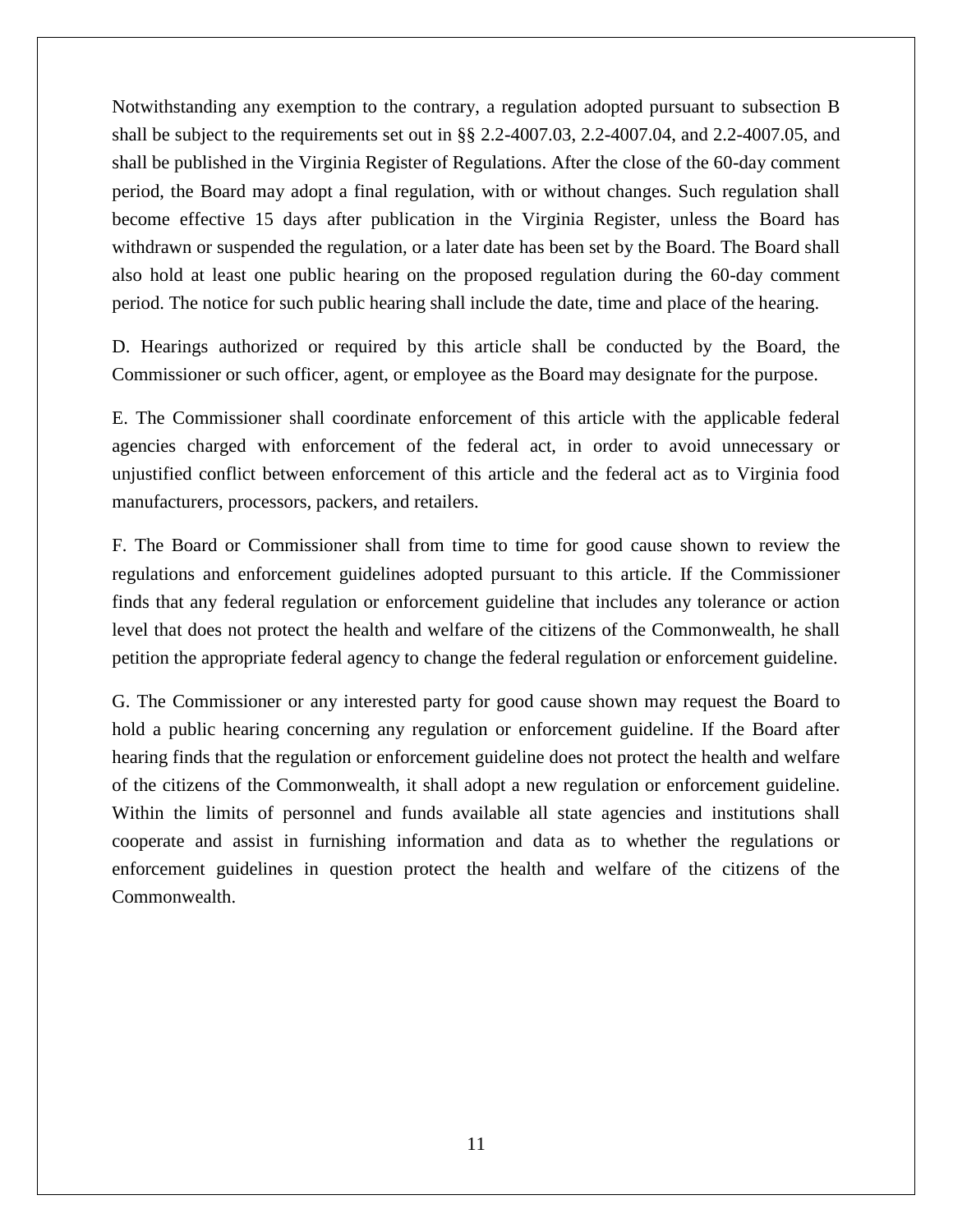Notwithstanding any exemption to the contrary, a regulation adopted pursuant to subsection B shall be subject to the requirements set out in §§ 2.2-4007.03, 2.2-4007.04, and 2.2-4007.05, and shall be published in the Virginia Register of Regulations. After the close of the 60-day comment period, the Board may adopt a final regulation, with or without changes. Such regulation shall become effective 15 days after publication in the Virginia Register, unless the Board has withdrawn or suspended the regulation, or a later date has been set by the Board. The Board shall also hold at least one public hearing on the proposed regulation during the 60-day comment period. The notice for such public hearing shall include the date, time and place of the hearing.

D. Hearings authorized or required by this article shall be conducted by the Board, the Commissioner or such officer, agent, or employee as the Board may designate for the purpose.

E. The Commissioner shall coordinate enforcement of this article with the applicable federal agencies charged with enforcement of the federal act, in order to avoid unnecessary or unjustified conflict between enforcement of this article and the federal act as to Virginia food manufacturers, processors, packers, and retailers.

F. The Board or Commissioner shall from time to time for good cause shown to review the regulations and enforcement guidelines adopted pursuant to this article. If the Commissioner finds that any federal regulation or enforcement guideline that includes any tolerance or action level that does not protect the health and welfare of the citizens of the Commonwealth, he shall petition the appropriate federal agency to change the federal regulation or enforcement guideline.

G. The Commissioner or any interested party for good cause shown may request the Board to hold a public hearing concerning any regulation or enforcement guideline. If the Board after hearing finds that the regulation or enforcement guideline does not protect the health and welfare of the citizens of the Commonwealth, it shall adopt a new regulation or enforcement guideline. Within the limits of personnel and funds available all state agencies and institutions shall cooperate and assist in furnishing information and data as to whether the regulations or enforcement guidelines in question protect the health and welfare of the citizens of the Commonwealth.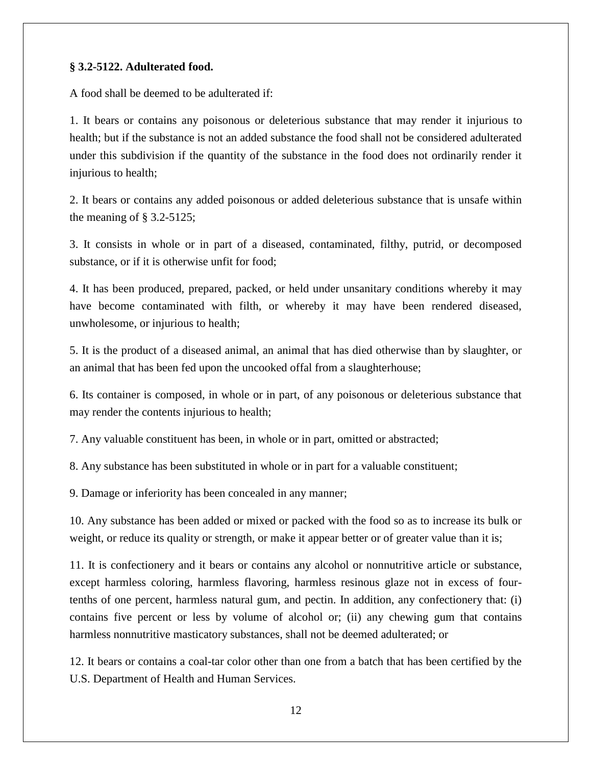**§ 3.2-5122. Adulterated food.**

A food shall be deemed to be adulterated if:

1. It bears or contains any poisonous or deleterious substance that may render it injurious to health; but if the substance is not an added substance the food shall not be considered adulterated under this subdivision if the quantity of the substance in the food does not ordinarily render it injurious to health;

2. It bears or contains any added poisonous or added deleterious substance that is unsafe within the meaning of § 3.2-5125;

3. It consists in whole or in part of a diseased, contaminated, filthy, putrid, or decomposed substance, or if it is otherwise unfit for food;

4. It has been produced, prepared, packed, or held under unsanitary conditions whereby it may have become contaminated with filth, or whereby it may have been rendered diseased, unwholesome, or injurious to health;

5. It is the product of a diseased animal, an animal that has died otherwise than by slaughter, or an animal that has been fed upon the uncooked offal from a slaughterhouse;

6. Its container is composed, in whole or in part, of any poisonous or deleterious substance that may render the contents injurious to health;

7. Any valuable constituent has been, in whole or in part, omitted or abstracted;

8. Any substance has been substituted in whole or in part for a valuable constituent;

9. Damage or inferiority has been concealed in any manner;

10. Any substance has been added or mixed or packed with the food so as to increase its bulk or weight, or reduce its quality or strength, or make it appear better or of greater value than it is;

11. It is confectionery and it bears or contains any alcohol or nonnutritive article or substance, except harmless coloring, harmless flavoring, harmless resinous glaze not in excess of four-tenths of one percent, harmless natural gum, and pectin. In addition, any confectionery that: (i) contains five percent or less by volume of alcohol or; (ii) any chewing gum that contains harmless nonnutritive masticatory substances, shall not be deemed adulterated; or

12. It bears or contains a coal-tar color other than one from a batch that has been certified by the U.S. Department of Health and Human Services.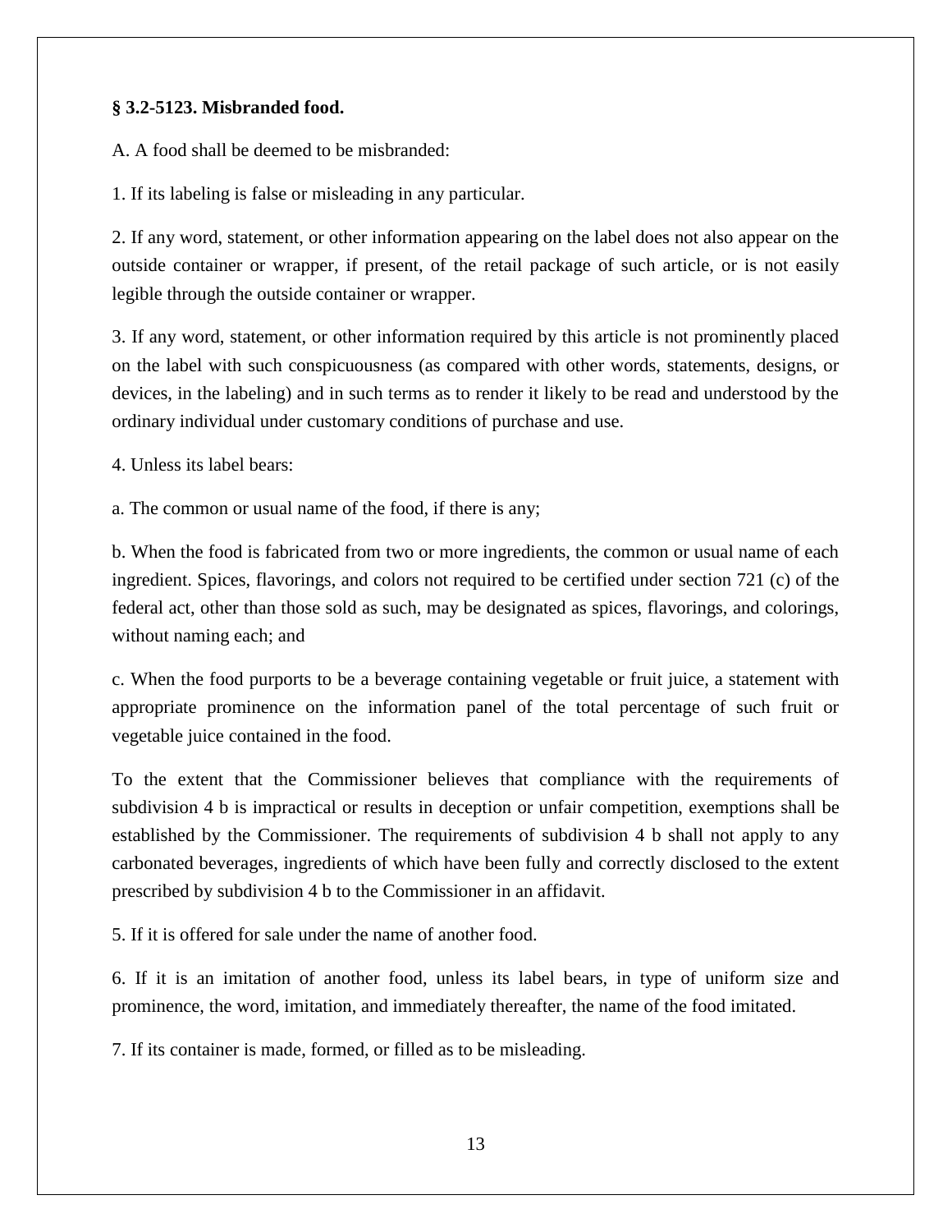**§ 3.2-5123. Misbranded food.**

A. A food shall be deemed to be misbranded:

1. If its labeling is false or misleading in any particular.

2. If any word, statement, or other information appearing on the label does not also appear on the outside container or wrapper, if present, of the retail package of such article, or is not easily legible through the outside container or wrapper.

3. If any word, statement, or other information required by this article is not prominently placed on the label with such conspicuousness (as compared with other words, statements, designs, or devices, in the labeling) and in such terms as to render it likely to be read and understood by the ordinary individual under customary conditions of purchase and use.

4. Unless its label bears:

a. The common or usual name of the food, if there is any;

b. When the food is fabricated from two or more ingredients, the common or usual name of each ingredient. Spices, flavorings, and colors not required to be certified under section 721 (c) of the federal act, other than those sold as such, may be designated as spices, flavorings, and colorings, without naming each; and

c. When the food purports to be a beverage containing vegetable or fruit juice, a statement with appropriate prominence on the information panel of the total percentage of such fruit or vegetable juice contained in the food.

To the extent that the Commissioner believes that compliance with the requirements of subdivision 4 b is impractical or results in deception or unfair competition, exemptions shall be established by the Commissioner. The requirements of subdivision 4 b shall not apply to any carbonated beverages, ingredients of which have been fully and correctly disclosed to the extent prescribed by subdivision 4 b to the Commissioner in an affidavit.

5. If it is offered for sale under the name of another food.

6. If it is an imitation of another food, unless its label bears, in type of uniform size and prominence, the word, imitation, and immediately thereafter, the name of the food imitated.

7. If its container is made, formed, or filled as to be misleading.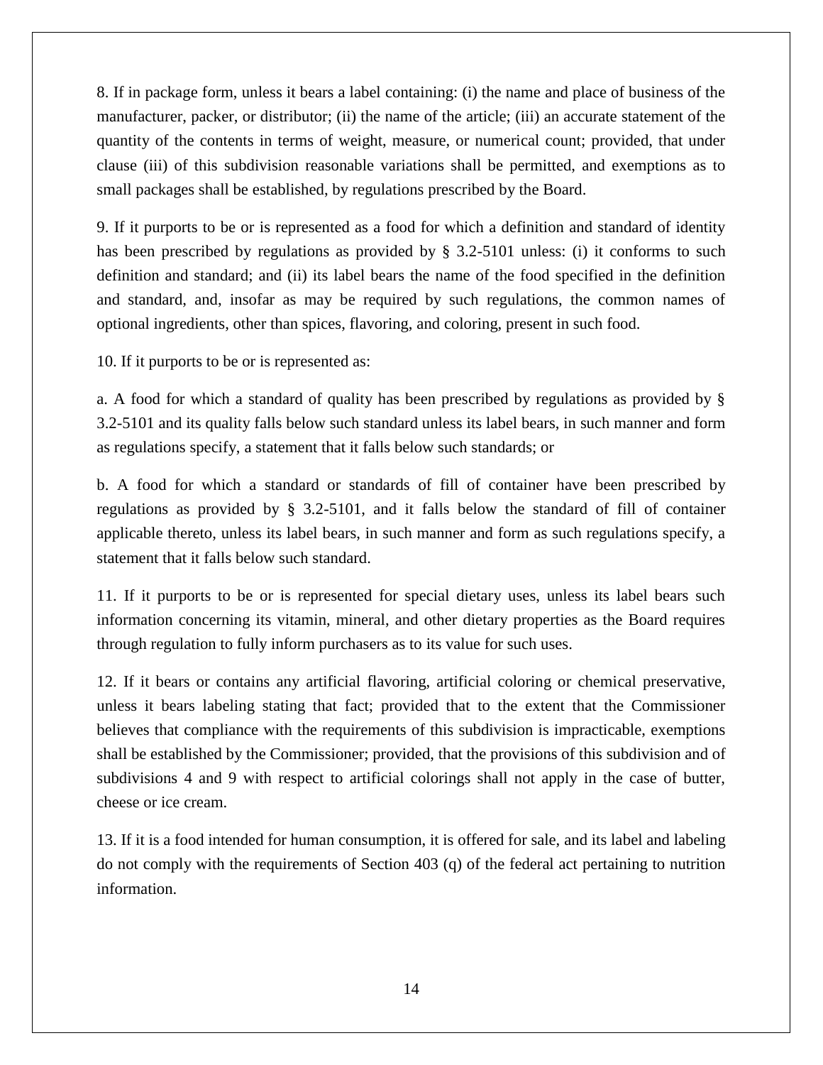8. If in package form, unless it bears a label containing: (i) the name and place of business of the manufacturer, packer, or distributor; (ii) the name of the article; (iii) an accurate statement of the quantity of the contents in terms of weight, measure, or numerical count; provided, that under clause (iii) of this subdivision reasonable variations shall be permitted, and exemptions as to small packages shall be established, by regulations prescribed by the Board.

9. If it purports to be or is represented as a food for which a definition and standard of identity has been prescribed by regulations as provided by § 3.2-5101 unless: (i) it conforms to such definition and standard; and (ii) its label bears the name of the food specified in the definition and standard, and, insofar as may be required by such regulations, the common names of optional ingredients, other than spices, flavoring, and coloring, present in such food.

10. If it purports to be or is represented as:

a. A food for which a standard of quality has been prescribed by regulations as provided by § 3.2-5101 and its quality falls below such standard unless its label bears, in such manner and form as regulations specify, a statement that it falls below such standards; or

b. A food for which a standard or standards of fill of container have been prescribed by regulations as provided by § 3.2-5101, and it falls below the standard of fill of container applicable thereto, unless its label bears, in such manner and form as such regulations specify, a statement that it falls below such standard.

11. If it purports to be or is represented for special dietary uses, unless its label bears such information concerning its vitamin, mineral, and other dietary properties as the Board requires through regulation to fully inform purchasers as to its value for such uses.

12. If it bears or contains any artificial flavoring, artificial coloring or chemical preservative, unless it bears labeling stating that fact; provided that to the extent that the Commissioner believes that compliance with the requirements of this subdivision is impracticable, exemptions shall be established by the Commissioner; provided, that the provisions of this subdivision and of subdivisions 4 and 9 with respect to artificial colorings shall not apply in the case of butter, cheese or ice cream.

13. If it is a food intended for human consumption, it is offered for sale, and its label and labeling do not comply with the requirements of Section 403 (q) of the federal act pertaining to nutrition information.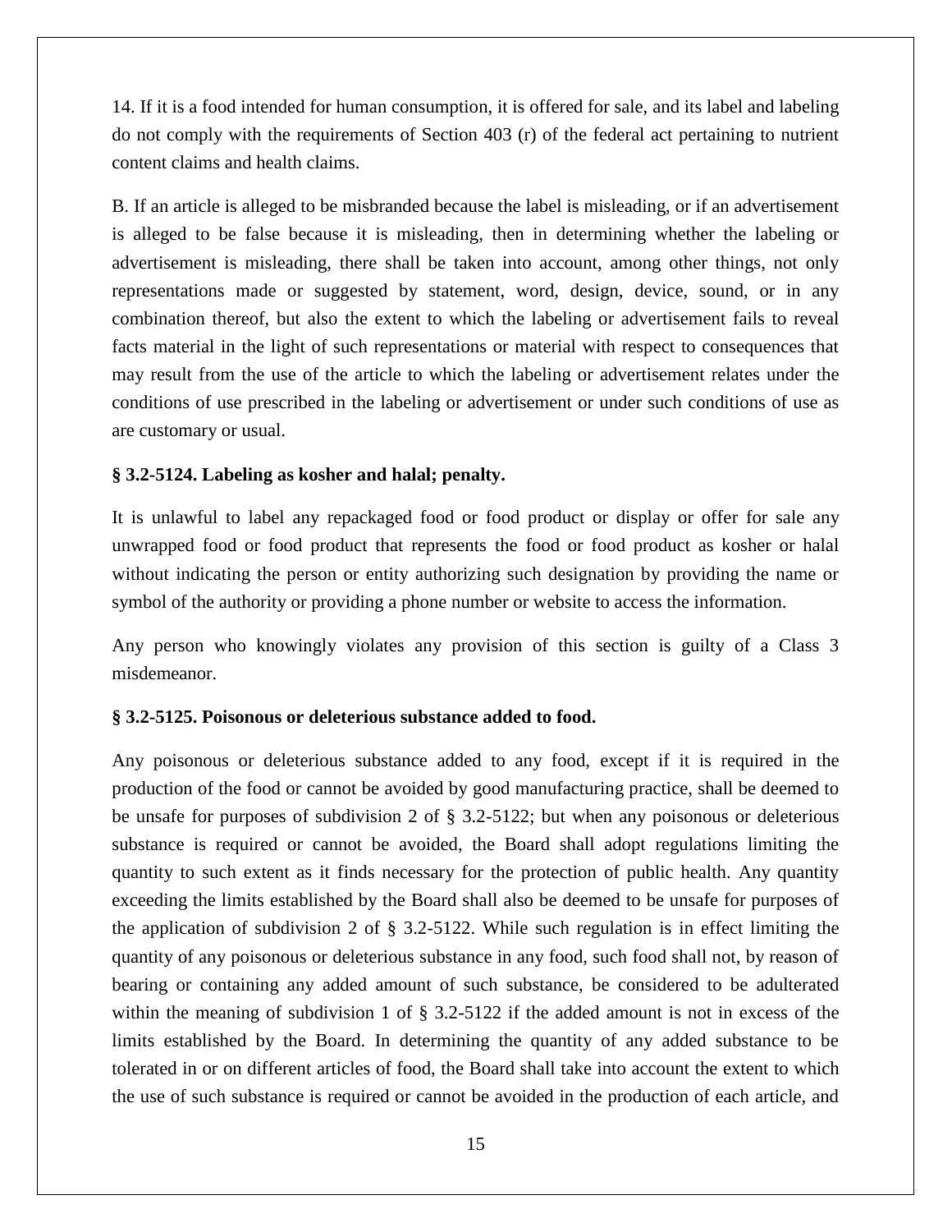14. If it is a food intended for human consumption, it is offered for sale, and its label and labeling do not comply with the requirements of Section 403 (r) of the federal act pertaining to nutrient content claims and health claims.

B. If an article is alleged to be misbranded because the label is misleading, or if an advertisement is alleged to be false because it is misleading, then in determining whether the labeling or advertisement is misleading, there shall be taken into account, among other things, not only representations made or suggested by statement, word, design, device, sound, or in any combination thereof, but also the extent to which the labeling or advertisement fails to reveal facts material in the light of such representations or material with respect to consequences that may result from the use of the article to which the labeling or advertisement relates under the conditions of use prescribed in the labeling or advertisement or under such conditions of use as are customary or usual.

**§ 3.2-5124. Labeling as kosher and halal; penalty.**

It is unlawful to label any repackaged food or food product or display or offer for sale any unwrapped food or food product that represents the food or food product as kosher or halal without indicating the person or entity authorizing such designation by providing the name or symbol of the authority or providing a phone number or website to access the information.

Any person who knowingly violates any provision of this section is guilty of a Class 3 misdemeanor.

**§ 3.2-5125. Poisonous or deleterious substance added to food.**

Any poisonous or deleterious substance added to any food, except if it is required in the production of the food or cannot be avoided by good manufacturing practice, shall be deemed to be unsafe for purposes of subdivision 2 of § 3.2-5122; but when any poisonous or deleterious substance is required or cannot be avoided, the Board shall adopt regulations limiting the quantity to such extent as it finds necessary for the protection of public health. Any quantity exceeding the limits established by the Board shall also be deemed to be unsafe for purposes of the application of subdivision 2 of § 3.2-5122. While such regulation is in effect limiting the quantity of any poisonous or deleterious substance in any food, such food shall not, by reason of bearing or containing any added amount of such substance, be considered to be adulterated within the meaning of subdivision 1 of § 3.2-5122 if the added amount is not in excess of the limits established by the Board. In determining the quantity of any added substance to be tolerated in or on different articles of food, the Board shall take into account the extent to which the use of such substance is required or cannot be avoided in the production of each article, and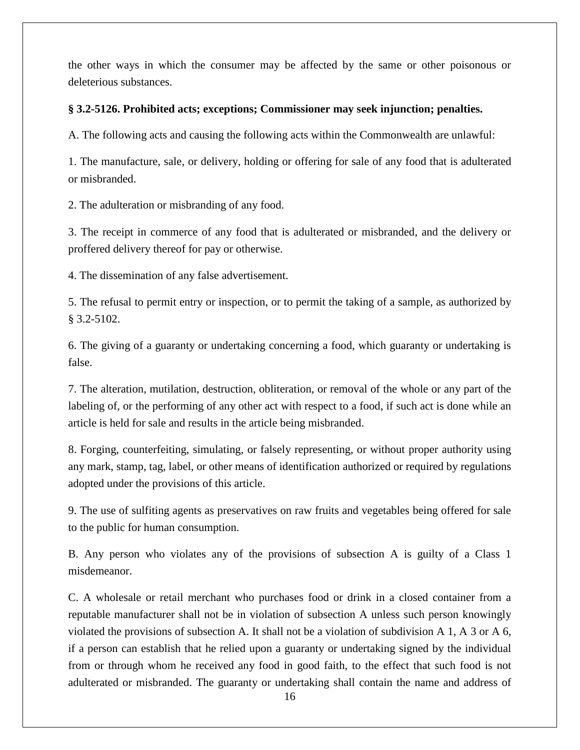the other ways in which the consumer may be affected by the same or other poisonous or deleterious substances.

**§ 3.2-5126. Prohibited acts; exceptions; Commissioner may seek injunction; penalties.**

A. The following acts and causing the following acts within the Commonwealth are unlawful:

1. The manufacture, sale, or delivery, holding or offering for sale of any food that is adulterated or misbranded.

2. The adulteration or misbranding of any food.

3. The receipt in commerce of any food that is adulterated or misbranded, and the delivery or proffered delivery thereof for pay or otherwise.

4. The dissemination of any false advertisement.

5. The refusal to permit entry or inspection, or to permit the taking of a sample, as authorized by § 3.2-5102.

6. The giving of a guaranty or undertaking concerning a food, which guaranty or undertaking is false.

7. The alteration, mutilation, destruction, obliteration, or removal of the whole or any part of the labeling of, or the performing of any other act with respect to a food, if such act is done while an article is held for sale and results in the article being misbranded.

8. Forging, counterfeiting, simulating, or falsely representing, or without proper authority using any mark, stamp, tag, label, or other means of identification authorized or required by regulations adopted under the provisions of this article.

9. The use of sulfiting agents as preservatives on raw fruits and vegetables being offered for sale to the public for human consumption.

B. Any person who violates any of the provisions of subsection A is guilty of a Class 1 misdemeanor.

C. A wholesale or retail merchant who purchases food or drink in a closed container from a reputable manufacturer shall not be in violation of subsection A unless such person knowingly violated the provisions of subsection A. It shall not be a violation of subdivision A 1, A 3 or A 6, if a person can establish that he relied upon a guaranty or undertaking signed by the individual from or through whom he received any food in good faith, to the effect that such food is not adulterated or misbranded. The guaranty or undertaking shall contain the name and address of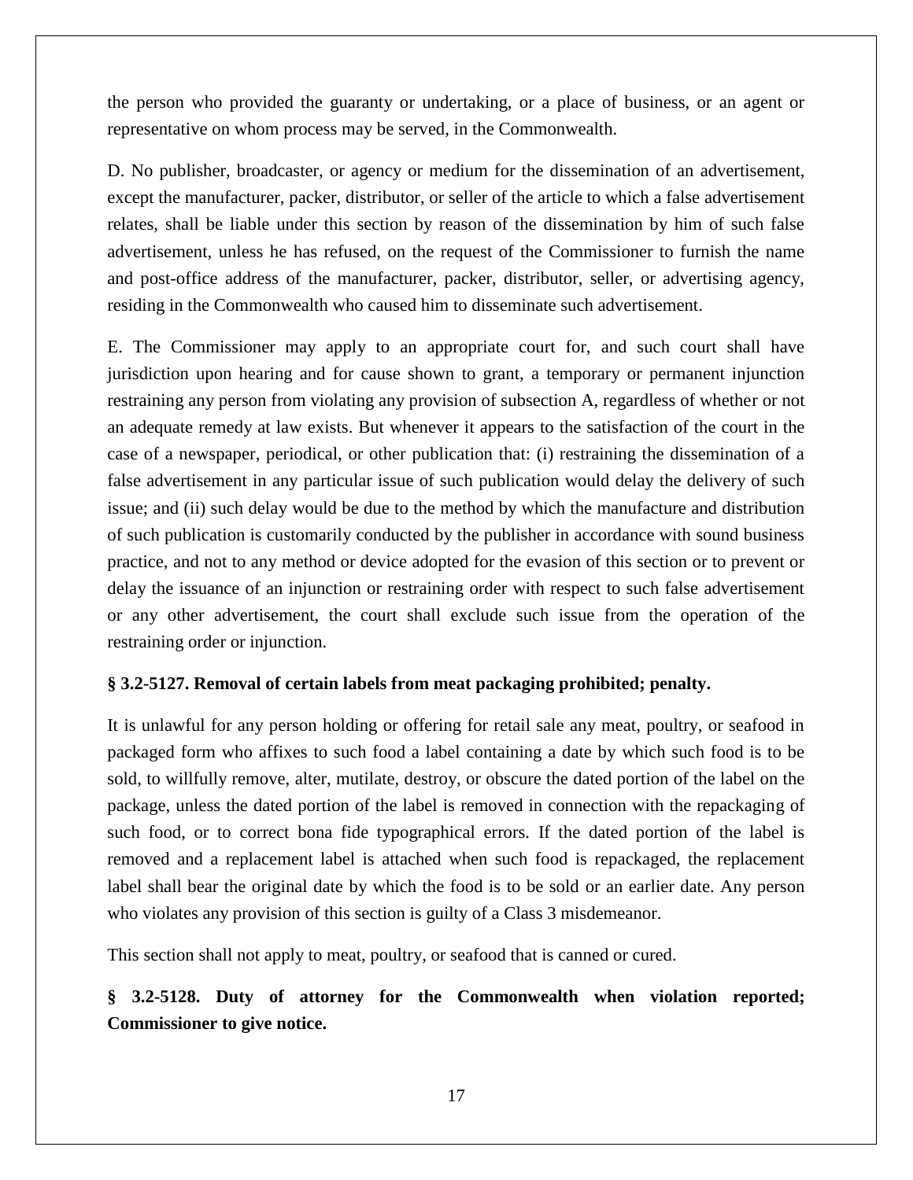the person who provided the guaranty or undertaking, or a place of business, or an agent or representative on whom process may be served, in the Commonwealth.

D. No publisher, broadcaster, or agency or medium for the dissemination of an advertisement, except the manufacturer, packer, distributor, or seller of the article to which a false advertisement relates, shall be liable under this section by reason of the dissemination by him of such false advertisement, unless he has refused, on the request of the Commissioner to furnish the name and post-office address of the manufacturer, packer, distributor, seller, or advertising agency, residing in the Commonwealth who caused him to disseminate such advertisement.

E. The Commissioner may apply to an appropriate court for, and such court shall have jurisdiction upon hearing and for cause shown to grant, a temporary or permanent injunction restraining any person from violating any provision of subsection A, regardless of whether or not an adequate remedy at law exists. But whenever it appears to the satisfaction of the court in the case of a newspaper, periodical, or other publication that: (i) restraining the dissemination of a false advertisement in any particular issue of such publication would delay the delivery of such issue; and (ii) such delay would be due to the method by which the manufacture and distribution of such publication is customarily conducted by the publisher in accordance with sound business practice, and not to any method or device adopted for the evasion of this section or to prevent or delay the issuance of an injunction or restraining order with respect to such false advertisement or any other advertisement, the court shall exclude such issue from the operation of the restraining order or injunction.

**§ 3.2-5127. Removal of certain labels from meat packaging prohibited; penalty.**

It is unlawful for any person holding or offering for retail sale any meat, poultry, or seafood in packaged form who affixes to such food a label containing a date by which such food is to be sold, to willfully remove, alter, mutilate, destroy, or obscure the dated portion of the label on the package, unless the dated portion of the label is removed in connection with the repackaging of such food, or to correct bona fide typographical errors. If the dated portion of the label is removed and a replacement label is attached when such food is repackaged, the replacement label shall bear the original date by which the food is to be sold or an earlier date. Any person who violates any provision of this section is guilty of a Class 3 misdemeanor.

This section shall not apply to meat, poultry, or seafood that is canned or cured.

**§ 3.2-5128. Duty of attorney for the Commonwealth when violation reported; Commissioner to give notice.**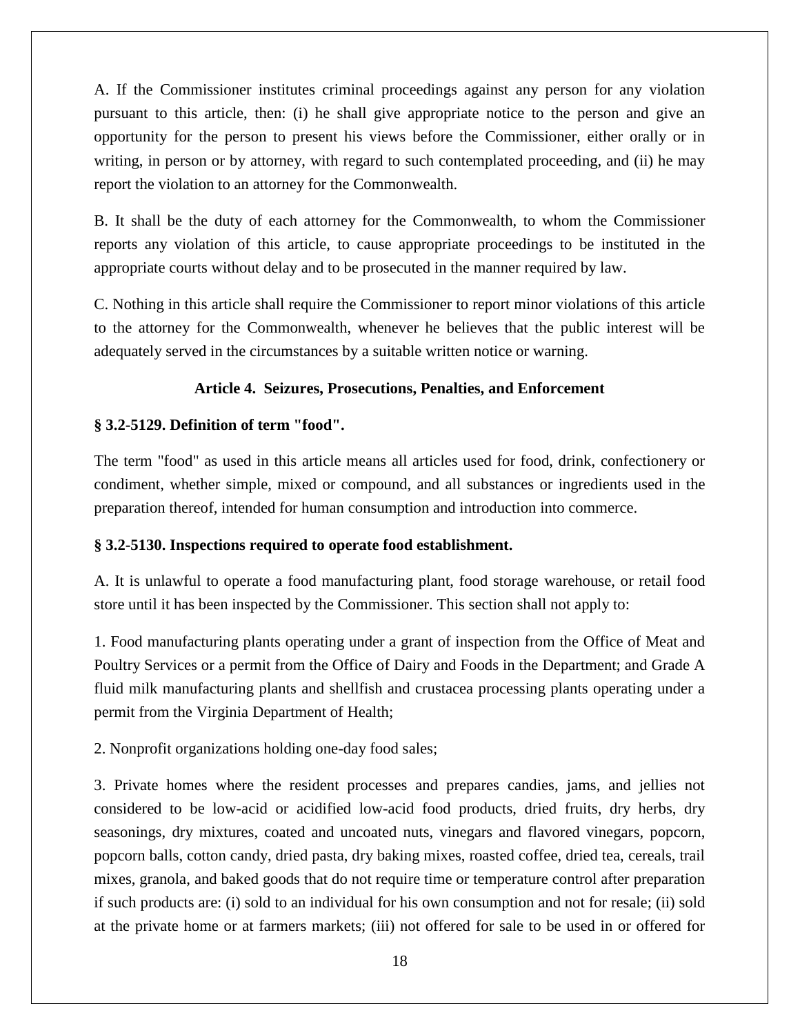A. If the Commissioner institutes criminal proceedings against any person for any violation pursuant to this article, then: (i) he shall give appropriate notice to the person and give an opportunity for the person to present his views before the Commissioner, either orally or in writing, in person or by attorney, with regard to such contemplated proceeding, and (ii) he may report the violation to an attorney for the Commonwealth.

B. It shall be the duty of each attorney for the Commonwealth, to whom the Commissioner reports any violation of this article, to cause appropriate proceedings to be instituted in the appropriate courts without delay and to be prosecuted in the manner required by law.

C. Nothing in this article shall require the Commissioner to report minor violations of this article to the attorney for the Commonwealth, whenever he believes that the public interest will be adequately served in the circumstances by a suitable written notice or warning.

## Article 4. Seizures, Prosecutions, Penalties, and Enforcement

### § 3.2-5129. Definition of term "food".

The term "food" as used in this article means all articles used for food, drink, confectionery or condiment, whether simple, mixed or compound, and all substances or ingredients used in the preparation thereof, intended for human consumption and introduction into commerce.

### § 3.2-5130. Inspections required to operate food establishment.

A. It is unlawful to operate a food manufacturing plant, food storage warehouse, or retail food store until it has been inspected by the Commissioner. This section shall not apply to:

1. Food manufacturing plants operating under a grant of inspection from the Office of Meat and Poultry Services or a permit from the Office of Dairy and Foods in the Department; and Grade A fluid milk manufacturing plants and shellfish and crustacea processing plants operating under a permit from the Virginia Department of Health;

2. Nonprofit organizations holding one-day food sales;

3. Private homes where the resident processes and prepares candies, jams, and jellies not considered to be low-acid or acidified low-acid food products, dried fruits, dry herbs, dry seasonings, dry mixtures, coated and uncoated nuts, vinegars and flavored vinegars, popcorn, popcorn balls, cotton candy, dried pasta, dry baking mixes, roasted coffee, dried tea, cereals, trail mixes, granola, and baked goods that do not require time or temperature control after preparation if such products are: (i) sold to an individual for his own consumption and not for resale; (ii) sold at the private home or at farmers markets; (iii) not offered for sale to be used in or offered for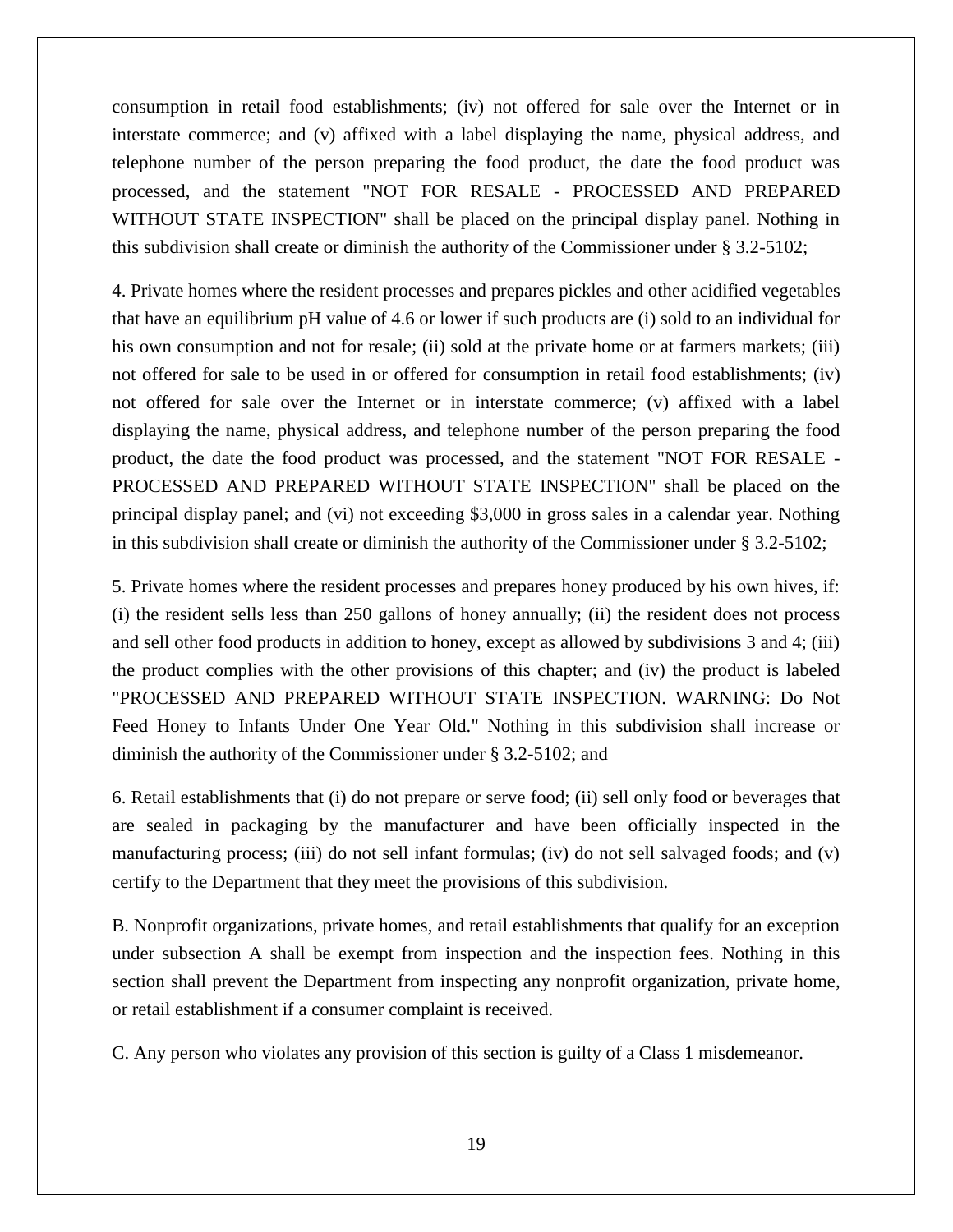consumption in retail food establishments; (iv) not offered for sale over the Internet or in interstate commerce; and (v) affixed with a label displaying the name, physical address, and telephone number of the person preparing the food product, the date the food product was processed, and the statement "NOT FOR RESALE - PROCESSED AND PREPARED WITHOUT STATE INSPECTION" shall be placed on the principal display panel. Nothing in this subdivision shall create or diminish the authority of the Commissioner under § 3.2-5102;

4. Private homes where the resident processes and prepares pickles and other acidified vegetables that have an equilibrium pH value of 4.6 or lower if such products are (i) sold to an individual for his own consumption and not for resale; (ii) sold at the private home or at farmers markets; (iii) not offered for sale to be used in or offered for consumption in retail food establishments; (iv) not offered for sale over the Internet or in interstate commerce; (v) affixed with a label displaying the name, physical address, and telephone number of the person preparing the food product, the date the food product was processed, and the statement "NOT FOR RESALE - PROCESSED AND PREPARED WITHOUT STATE INSPECTION" shall be placed on the principal display panel; and (vi) not exceeding $3,000 in gross sales in a calendar year. Nothing in this subdivision shall create or diminish the authority of the Commissioner under § 3.2-5102;

5. Private homes where the resident processes and prepares honey produced by his own hives, if: (i) the resident sells less than 250 gallons of honey annually; (ii) the resident does not process and sell other food products in addition to honey, except as allowed by subdivisions 3 and 4; (iii) the product complies with the other provisions of this chapter; and (iv) the product is labeled "PROCESSED AND PREPARED WITHOUT STATE INSPECTION. WARNING: Do Not Feed Honey to Infants Under One Year Old." Nothing in this subdivision shall increase or diminish the authority of the Commissioner under § 3.2-5102; and

6. Retail establishments that (i) do not prepare or serve food; (ii) sell only food or beverages that are sealed in packaging by the manufacturer and have been officially inspected in the manufacturing process; (iii) do not sell infant formulas; (iv) do not sell salvaged foods; and (v) certify to the Department that they meet the provisions of this subdivision.

B. Nonprofit organizations, private homes, and retail establishments that qualify for an exception under subsection A shall be exempt from inspection and the inspection fees. Nothing in this section shall prevent the Department from inspecting any nonprofit organization, private home, or retail establishment if a consumer complaint is received.

C. Any person who violates any provision of this section is guilty of a Class 1 misdemeanor.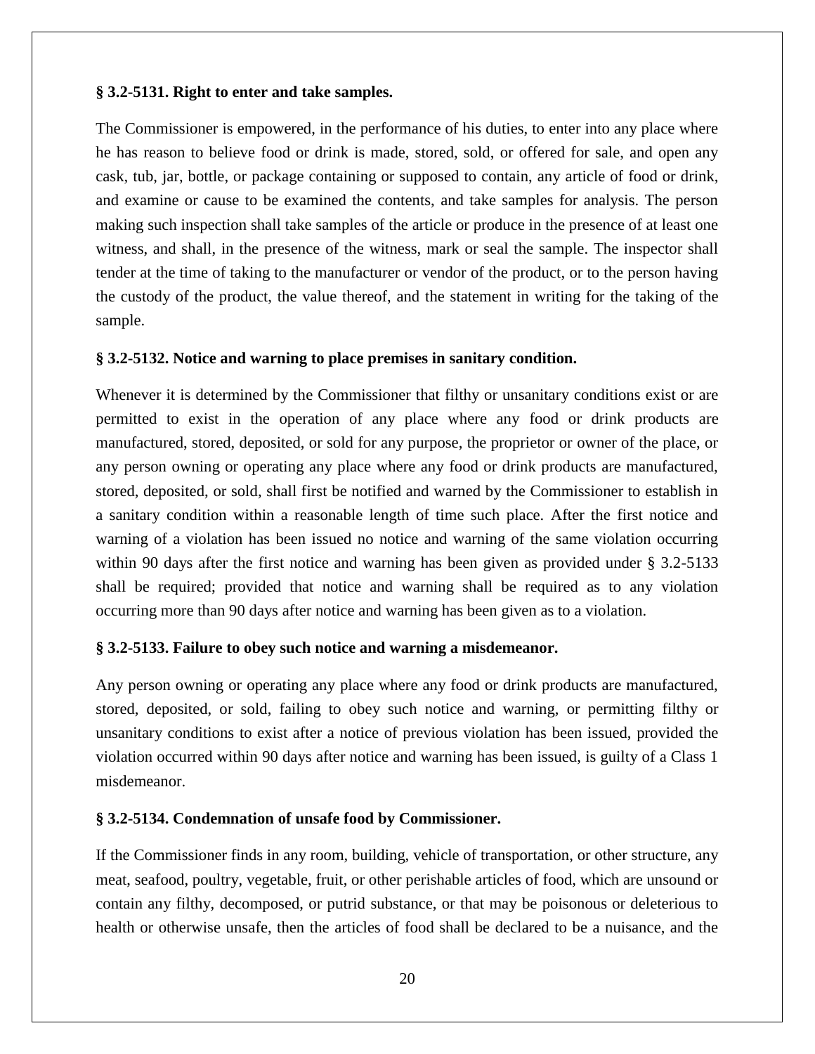**§ 3.2-5131. Right to enter and take samples.**

The Commissioner is empowered, in the performance of his duties, to enter into any place where he has reason to believe food or drink is made, stored, sold, or offered for sale, and open any cask, tub, jar, bottle, or package containing or supposed to contain, any article of food or drink, and examine or cause to be examined the contents, and take samples for analysis. The person making such inspection shall take samples of the article or produce in the presence of at least one witness, and shall, in the presence of the witness, mark or seal the sample. The inspector shall tender at the time of taking to the manufacturer or vendor of the product, or to the person having the custody of the product, the value thereof, and the statement in writing for the taking of the sample.

**§ 3.2-5132. Notice and warning to place premises in sanitary condition.**

Whenever it is determined by the Commissioner that filthy or unsanitary conditions exist or are permitted to exist in the operation of any place where any food or drink products are manufactured, stored, deposited, or sold for any purpose, the proprietor or owner of the place, or any person owning or operating any place where any food or drink products are manufactured, stored, deposited, or sold, shall first be notified and warned by the Commissioner to establish in a sanitary condition within a reasonable length of time such place. After the first notice and warning of a violation has been issued no notice and warning of the same violation occurring within 90 days after the first notice and warning has been given as provided under § 3.2-5133 shall be required; provided that notice and warning shall be required as to any violation occurring more than 90 days after notice and warning has been given as to a violation.

**§ 3.2-5133. Failure to obey such notice and warning a misdemeanor.**

Any person owning or operating any place where any food or drink products are manufactured, stored, deposited, or sold, failing to obey such notice and warning, or permitting filthy or unsanitary conditions to exist after a notice of previous violation has been issued, provided the violation occurred within 90 days after notice and warning has been issued, is guilty of a Class 1 misdemeanor.

**§ 3.2-5134. Condemnation of unsafe food by Commissioner.**

If the Commissioner finds in any room, building, vehicle of transportation, or other structure, any meat, seafood, poultry, vegetable, fruit, or other perishable articles of food, which are unsound or contain any filthy, decomposed, or putrid substance, or that may be poisonous or deleterious to health or otherwise unsafe, then the articles of food shall be declared to be a nuisance, and the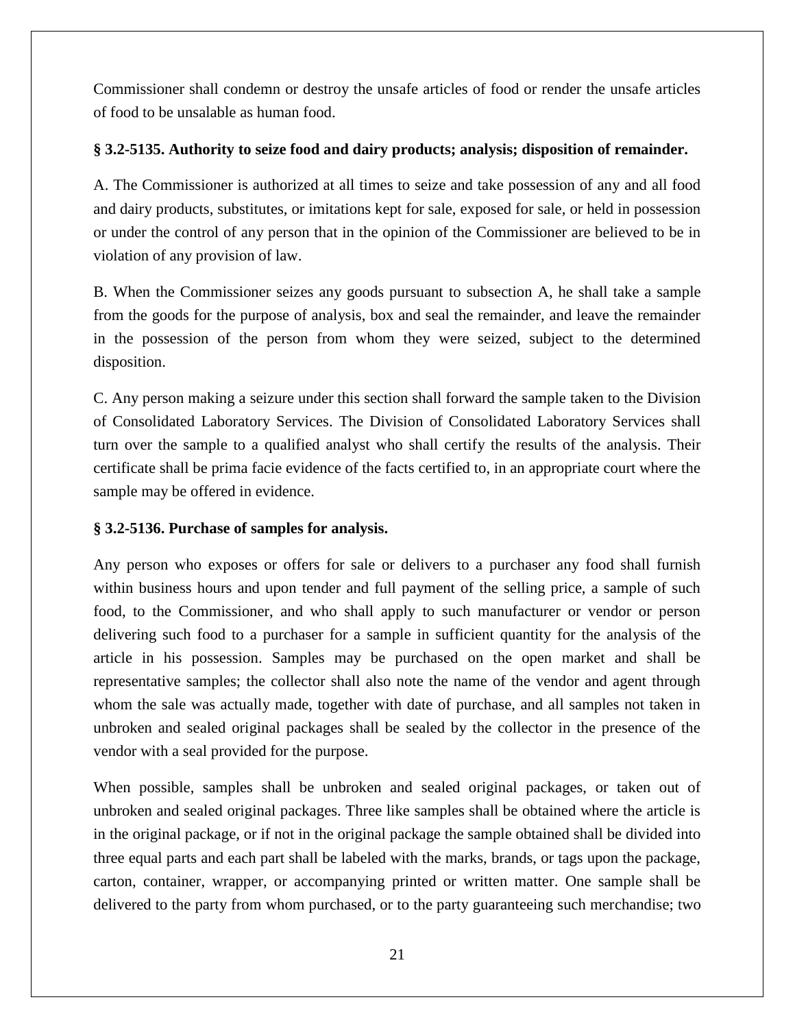Commissioner shall condemn or destroy the unsafe articles of food or render the unsafe articles of food to be unsalable as human food.

**§ 3.2-5135. Authority to seize food and dairy products; analysis; disposition of remainder.**

A. The Commissioner is authorized at all times to seize and take possession of any and all food and dairy products, substitutes, or imitations kept for sale, exposed for sale, or held in possession or under the control of any person that in the opinion of the Commissioner are believed to be in violation of any provision of law.

B. When the Commissioner seizes any goods pursuant to subsection A, he shall take a sample from the goods for the purpose of analysis, box and seal the remainder, and leave the remainder in the possession of the person from whom they were seized, subject to the determined disposition.

C. Any person making a seizure under this section shall forward the sample taken to the Division of Consolidated Laboratory Services. The Division of Consolidated Laboratory Services shall turn over the sample to a qualified analyst who shall certify the results of the analysis. Their certificate shall be prima facie evidence of the facts certified to, in an appropriate court where the sample may be offered in evidence.

**§ 3.2-5136. Purchase of samples for analysis.**

Any person who exposes or offers for sale or delivers to a purchaser any food shall furnish within business hours and upon tender and full payment of the selling price, a sample of such food, to the Commissioner, and who shall apply to such manufacturer or vendor or person delivering such food to a purchaser for a sample in sufficient quantity for the analysis of the article in his possession. Samples may be purchased on the open market and shall be representative samples; the collector shall also note the name of the vendor and agent through whom the sale was actually made, together with date of purchase, and all samples not taken in unbroken and sealed original packages shall be sealed by the collector in the presence of the vendor with a seal provided for the purpose.

When possible, samples shall be unbroken and sealed original packages, or taken out of unbroken and sealed original packages. Three like samples shall be obtained where the article is in the original package, or if not in the original package the sample obtained shall be divided into three equal parts and each part shall be labeled with the marks, brands, or tags upon the package, carton, container, wrapper, or accompanying printed or written matter. One sample shall be delivered to the party from whom purchased, or to the party guaranteeing such merchandise; two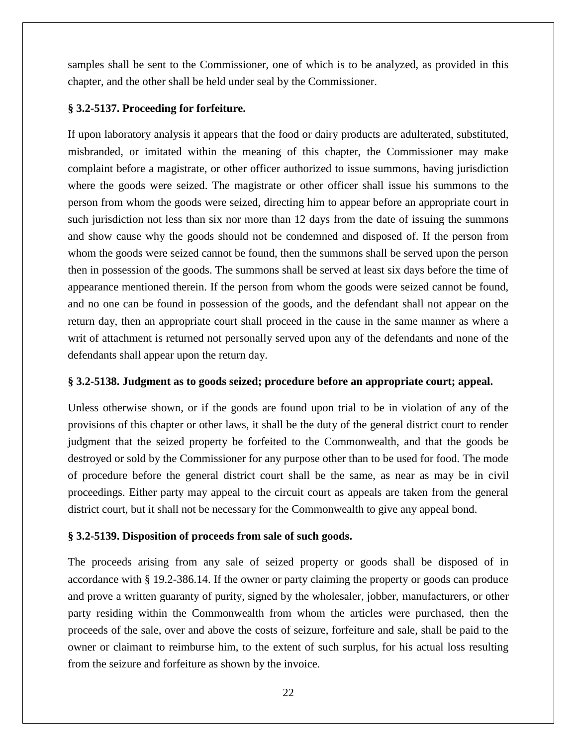samples shall be sent to the Commissioner, one of which is to be analyzed, as provided in this chapter, and the other shall be held under seal by the Commissioner.

**§ 3.2-5137. Proceeding for forfeiture.**

If upon laboratory analysis it appears that the food or dairy products are adulterated, substituted, misbranded, or imitated within the meaning of this chapter, the Commissioner may make complaint before a magistrate, or other officer authorized to issue summons, having jurisdiction where the goods were seized. The magistrate or other officer shall issue his summons to the person from whom the goods were seized, directing him to appear before an appropriate court in such jurisdiction not less than six nor more than 12 days from the date of issuing the summons and show cause why the goods should not be condemned and disposed of. If the person from whom the goods were seized cannot be found, then the summons shall be served upon the person then in possession of the goods. The summons shall be served at least six days before the time of appearance mentioned therein. If the person from whom the goods were seized cannot be found, and no one can be found in possession of the goods, and the defendant shall not appear on the return day, then an appropriate court shall proceed in the cause in the same manner as where a writ of attachment is returned not personally served upon any of the defendants and none of the defendants shall appear upon the return day.

**§ 3.2-5138. Judgment as to goods seized; procedure before an appropriate court; appeal.**

Unless otherwise shown, or if the goods are found upon trial to be in violation of any of the provisions of this chapter or other laws, it shall be the duty of the general district court to render judgment that the seized property be forfeited to the Commonwealth, and that the goods be destroyed or sold by the Commissioner for any purpose other than to be used for food. The mode of procedure before the general district court shall be the same, as near as may be in civil proceedings. Either party may appeal to the circuit court as appeals are taken from the general district court, but it shall not be necessary for the Commonwealth to give any appeal bond.

**§ 3.2-5139. Disposition of proceeds from sale of such goods.**

The proceeds arising from any sale of seized property or goods shall be disposed of in accordance with § 19.2-386.14. If the owner or party claiming the property or goods can produce and prove a written guaranty of purity, signed by the wholesaler, jobber, manufacturers, or other party residing within the Commonwealth from whom the articles were purchased, then the proceeds of the sale, over and above the costs of seizure, forfeiture and sale, shall be paid to the owner or claimant to reimburse him, to the extent of such surplus, for his actual loss resulting from the seizure and forfeiture as shown by the invoice.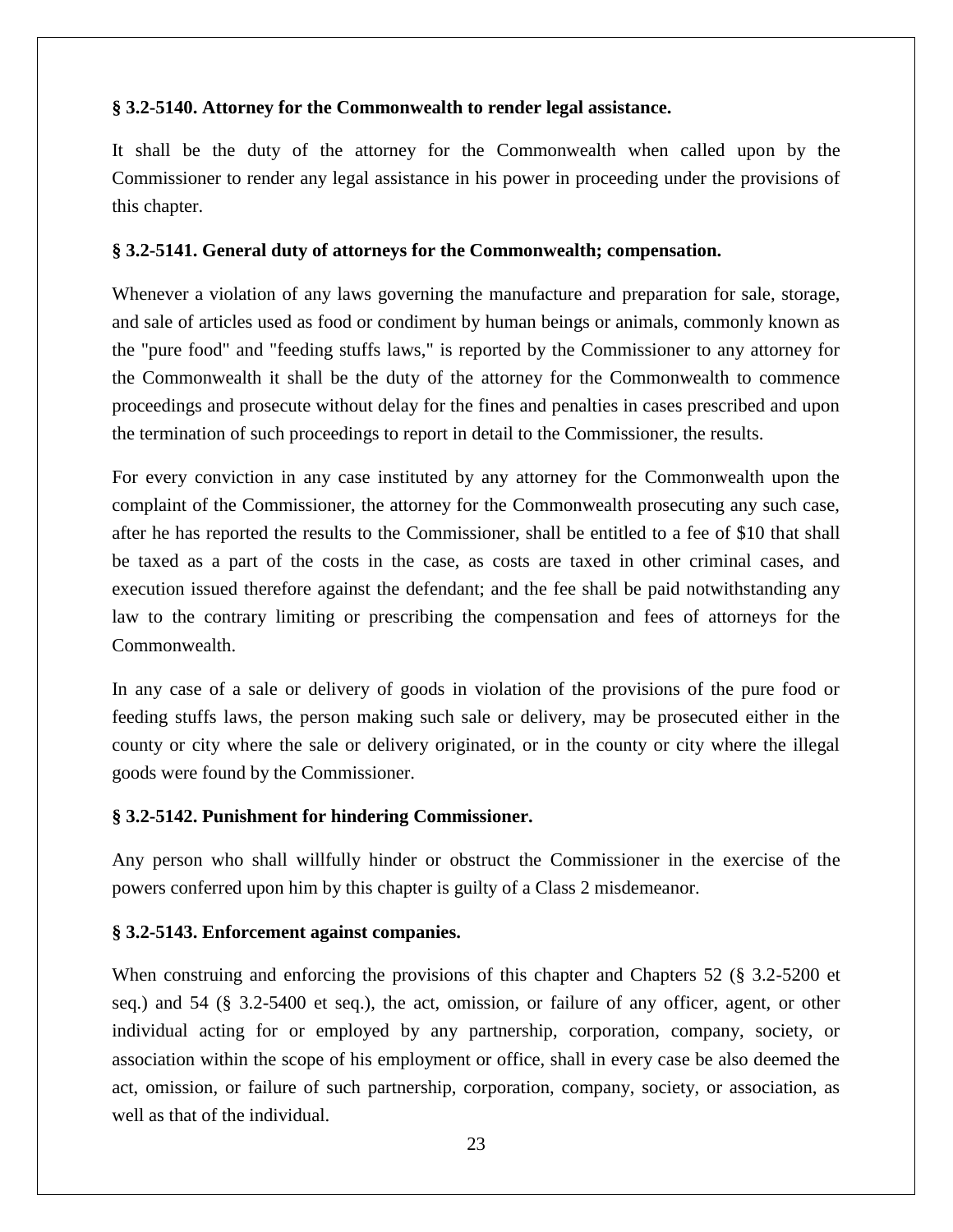**§ 3.2-5140. Attorney for the Commonwealth to render legal assistance.**

It shall be the duty of the attorney for the Commonwealth when called upon by the Commissioner to render any legal assistance in his power in proceeding under the provisions of this chapter.

**§ 3.2-5141. General duty of attorneys for the Commonwealth; compensation.**

Whenever a violation of any laws governing the manufacture and preparation for sale, storage, and sale of articles used as food or condiment by human beings or animals, commonly known as the "pure food" and "feeding stuffs laws," is reported by the Commissioner to any attorney for the Commonwealth it shall be the duty of the attorney for the Commonwealth to commence proceedings and prosecute without delay for the fines and penalties in cases prescribed and upon the termination of such proceedings to report in detail to the Commissioner, the results.

For every conviction in any case instituted by any attorney for the Commonwealth upon the complaint of the Commissioner, the attorney for the Commonwealth prosecuting any such case, after he has reported the results to the Commissioner, shall be entitled to a fee of $10 that shall be taxed as a part of the costs in the case, as costs are taxed in other criminal cases, and execution issued therefore against the defendant; and the fee shall be paid notwithstanding any law to the contrary limiting or prescribing the compensation and fees of attorneys for the Commonwealth.

In any case of a sale or delivery of goods in violation of the provisions of the pure food or feeding stuffs laws, the person making such sale or delivery, may be prosecuted either in the county or city where the sale or delivery originated, or in the county or city where the illegal goods were found by the Commissioner.

**§ 3.2-5142. Punishment for hindering Commissioner.**

Any person who shall willfully hinder or obstruct the Commissioner in the exercise of the powers conferred upon him by this chapter is guilty of a Class 2 misdemeanor.

**§ 3.2-5143. Enforcement against companies.**

When construing and enforcing the provisions of this chapter and Chapters 52 (§ 3.2-5200 et seq.) and 54 (§ 3.2-5400 et seq.), the act, omission, or failure of any officer, agent, or other individual acting for or employed by any partnership, corporation, company, society, or association within the scope of his employment or office, shall in every case be also deemed the act, omission, or failure of such partnership, corporation, company, society, or association, as well as that of the individual.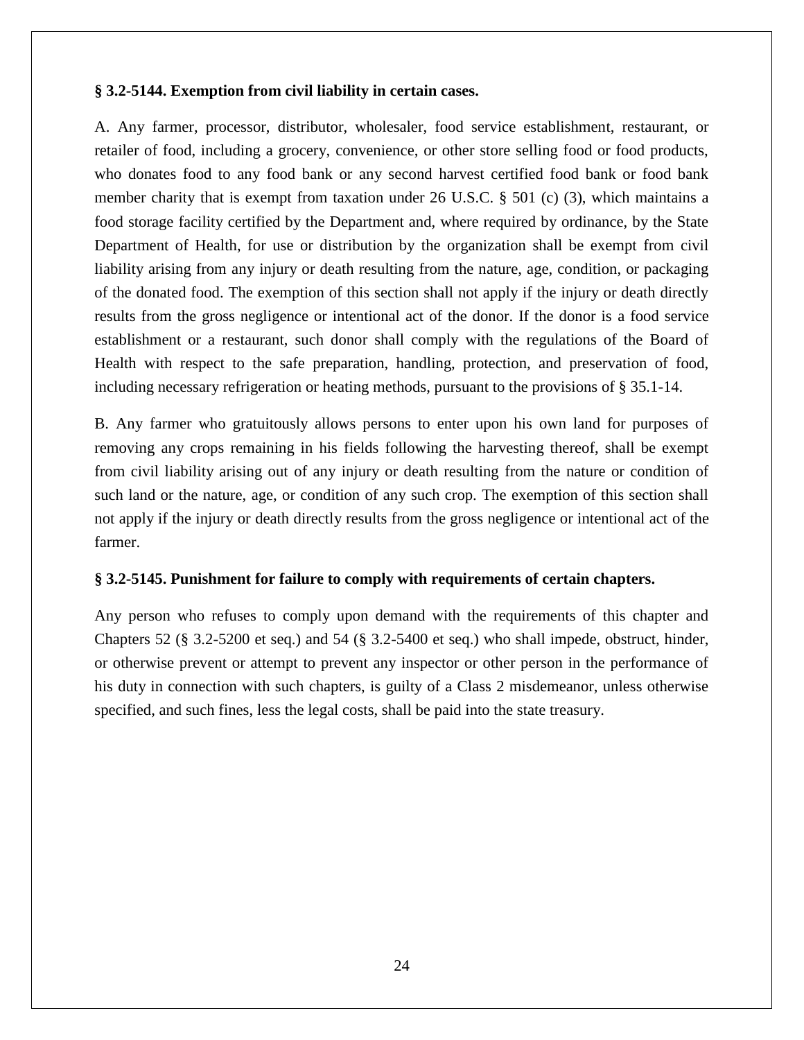**§ 3.2-5144. Exemption from civil liability in certain cases.**

A. Any farmer, processor, distributor, wholesaler, food service establishment, restaurant, or retailer of food, including a grocery, convenience, or other store selling food or food products, who donates food to any food bank or any second harvest certified food bank or food bank member charity that is exempt from taxation under 26 U.S.C. § 501 (c) (3), which maintains a food storage facility certified by the Department and, where required by ordinance, by the State Department of Health, for use or distribution by the organization shall be exempt from civil liability arising from any injury or death resulting from the nature, age, condition, or packaging of the donated food. The exemption of this section shall not apply if the injury or death directly results from the gross negligence or intentional act of the donor. If the donor is a food service establishment or a restaurant, such donor shall comply with the regulations of the Board of Health with respect to the safe preparation, handling, protection, and preservation of food, including necessary refrigeration or heating methods, pursuant to the provisions of § 35.1-14.

B. Any farmer who gratuitously allows persons to enter upon his own land for purposes of removing any crops remaining in his fields following the harvesting thereof, shall be exempt from civil liability arising out of any injury or death resulting from the nature or condition of such land or the nature, age, or condition of any such crop. The exemption of this section shall not apply if the injury or death directly results from the gross negligence or intentional act of the farmer.

**§ 3.2-5145. Punishment for failure to comply with requirements of certain chapters.**

Any person who refuses to comply upon demand with the requirements of this chapter and Chapters 52 (§ 3.2-5200 et seq.) and 54 (§ 3.2-5400 et seq.) who shall impede, obstruct, hinder, or otherwise prevent or attempt to prevent any inspector or other person in the performance of his duty in connection with such chapters, is guilty of a Class 2 misdemeanor, unless otherwise specified, and such fines, less the legal costs, shall be paid into the state treasury.